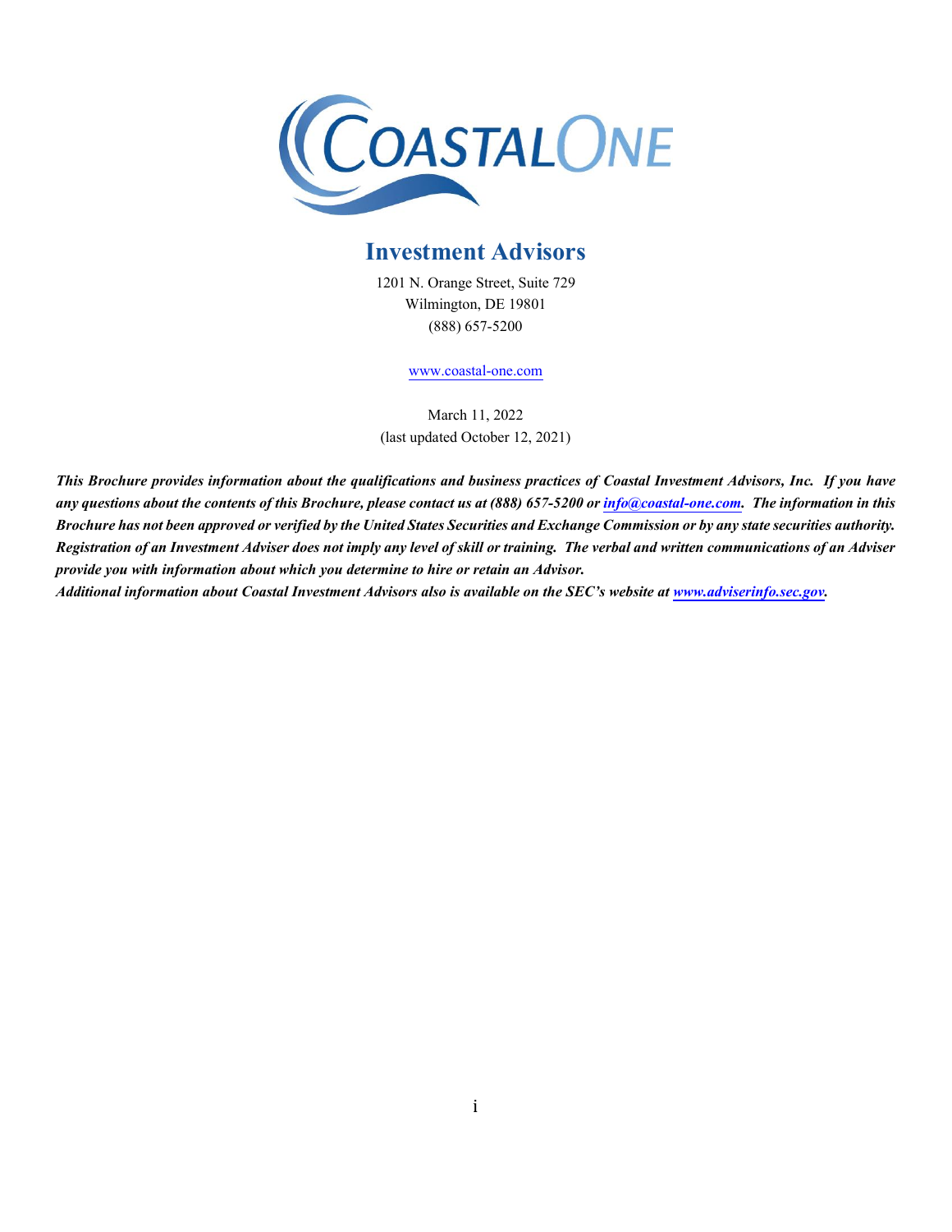# COASTALONE

## Investment Advisors

1201 N. Orange Street, Suite 729
Wilmington, DE 19801
(888) 657-5200

www.coastal-one.com

March 11, 2022
(last updated October 12, 2021)

***This Brochure provides information about the qualifications and business practices of Coastal Investment Advisors, Inc. If you have any questions about the contents of this Brochure, please contact us at (888) 657-5200 or info@coastal-one.com. The information in this Brochure has not been approved or verified by the United States Securities and Exchange Commission or by any state securities authority. Registration of an Investment Adviser does not imply any level of skill or training. The verbal and written communications of an Adviser provide you with information about which you determine to hire or retain an Advisor.***

***Additional information about Coastal Investment Advisors also is available on the SEC's website at www.adviserinfo.sec.gov.***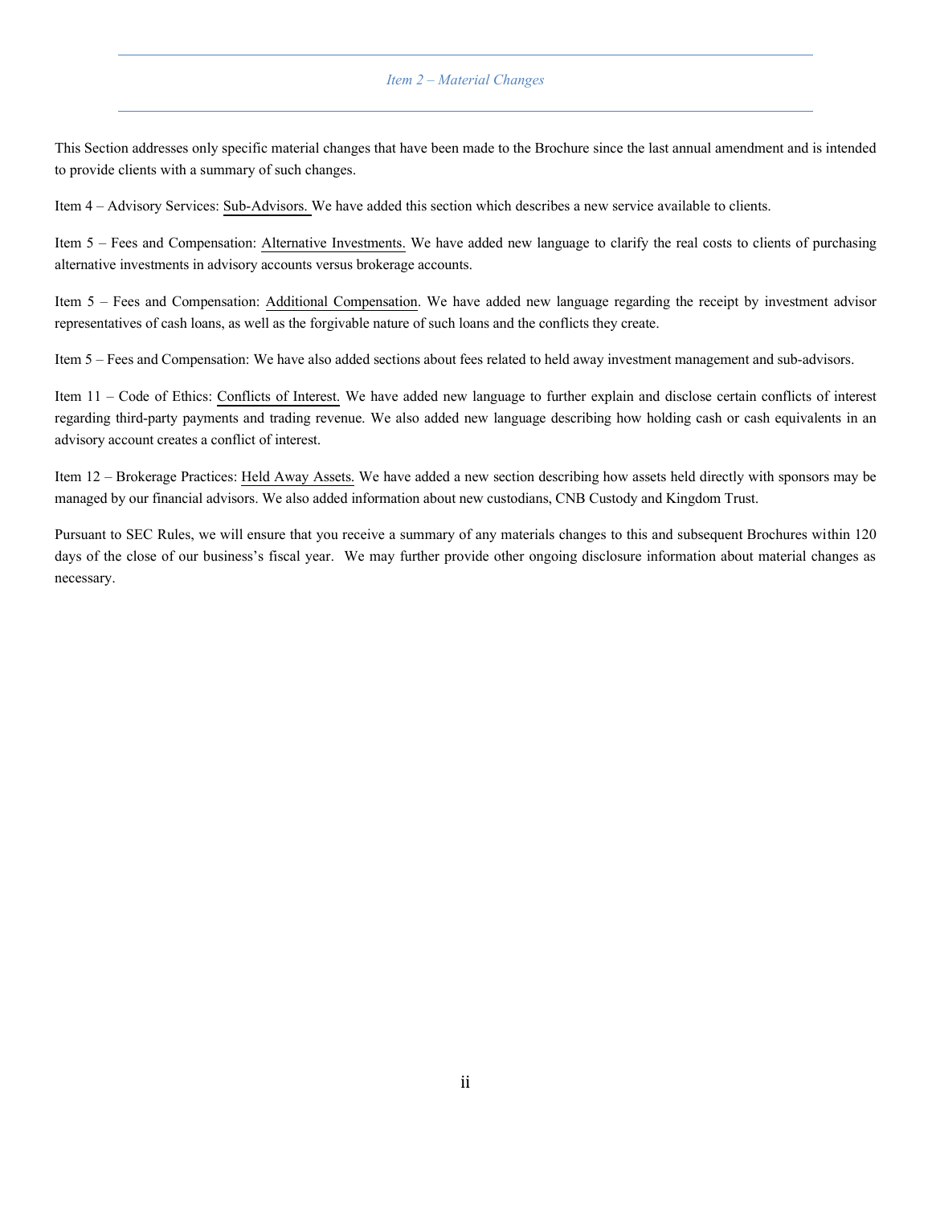## *Item 2 – Material Changes*

This Section addresses only specific material changes that have been made to the Brochure since the last annual amendment and is intended to provide clients with a summary of such changes.

Item 4 – Advisory Services: Sub-Advisors. We have added this section which describes a new service available to clients.

Item 5 – Fees and Compensation: Alternative Investments. We have added new language to clarify the real costs to clients of purchasing alternative investments in advisory accounts versus brokerage accounts.

Item 5 – Fees and Compensation: Additional Compensation. We have added new language regarding the receipt by investment advisor representatives of cash loans, as well as the forgivable nature of such loans and the conflicts they create.

Item 5 – Fees and Compensation: We have also added sections about fees related to held away investment management and sub-advisors.

Item 11 – Code of Ethics: Conflicts of Interest. We have added new language to further explain and disclose certain conflicts of interest regarding third-party payments and trading revenue. We also added new language describing how holding cash or cash equivalents in an advisory account creates a conflict of interest.

Item 12 – Brokerage Practices: Held Away Assets. We have added a new section describing how assets held directly with sponsors may be managed by our financial advisors. We also added information about new custodians, CNB Custody and Kingdom Trust.

Pursuant to SEC Rules, we will ensure that you receive a summary of any materials changes to this and subsequent Brochures within 120 days of the close of our business's fiscal year. We may further provide other ongoing disclosure information about material changes as necessary.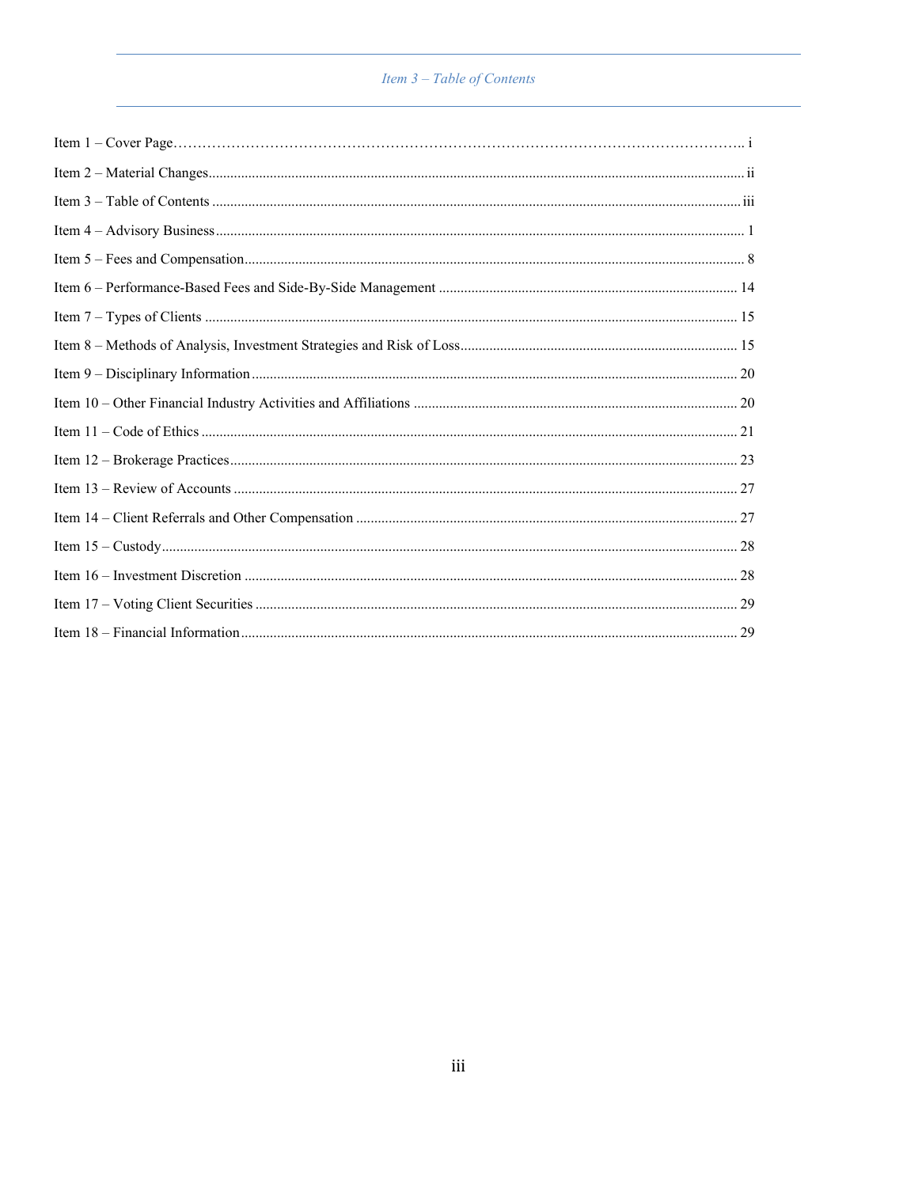## *Item 3 – Table of Contents*

Item 1 – Cover Page........................................................................................................ i

Item 2 – Material Changes................................................................................................ ii

Item 3 – Table of Contents ................................................................................................ iii

Item 4 – Advisory Business ................................................................................................ 1

Item 5 – Fees and Compensation........................................................................................ 8

Item 6 – Performance-Based Fees and Side-By-Side Management .................................. 14

Item 7 – Types of Clients ................................................................................................ 15

Item 8 – Methods of Analysis, Investment Strategies and Risk of Loss............................ 15

Item 9 – Disciplinary Information ..................................................................................... 20

Item 10 – Other Financial Industry Activities and Affiliations ......................................... 20

Item 11 – Code of Ethics .................................................................................................. 21

Item 12 – Brokerage Practices........................................................................................... 23

Item 13 – Review of Accounts .......................................................................................... 27

Item 14 – Client Referrals and Other Compensation ......................................................... 27

Item 15 – Custody............................................................................................................. 28

Item 16 – Investment Discretion ....................................................................................... 28

Item 17 – Voting Client Securities .................................................................................... 29

Item 18 – Financial Information........................................................................................ 29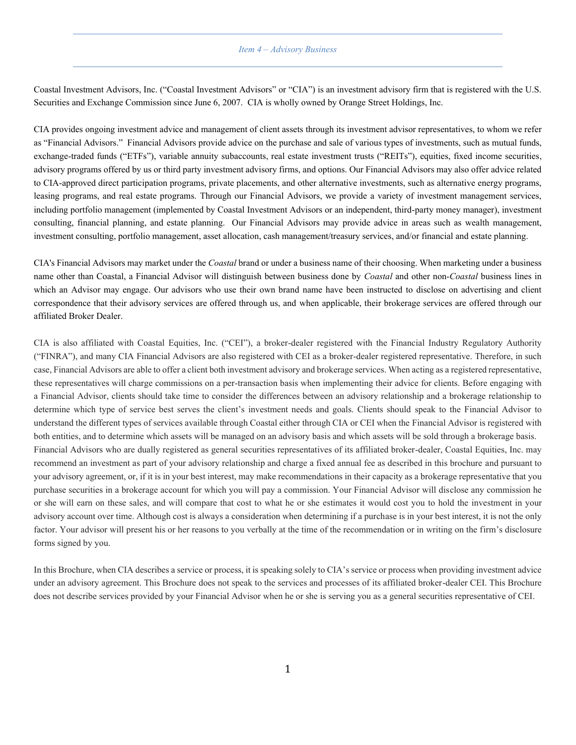## *Item 4 – Advisory Business*

Coastal Investment Advisors, Inc. ("Coastal Investment Advisors" or "CIA") is an investment advisory firm that is registered with the U.S. Securities and Exchange Commission since June 6, 2007. CIA is wholly owned by Orange Street Holdings, Inc.

CIA provides ongoing investment advice and management of client assets through its investment advisor representatives, to whom we refer as "Financial Advisors." Financial Advisors provide advice on the purchase and sale of various types of investments, such as mutual funds, exchange-traded funds ("ETFs"), variable annuity subaccounts, real estate investment trusts ("REITs"), equities, fixed income securities, advisory programs offered by us or third party investment advisory firms, and options. Our Financial Advisors may also offer advice related to CIA-approved direct participation programs, private placements, and other alternative investments, such as alternative energy programs, leasing programs, and real estate programs. Through our Financial Advisors, we provide a variety of investment management services, including portfolio management (implemented by Coastal Investment Advisors or an independent, third-party money manager), investment consulting, financial planning, and estate planning. Our Financial Advisors may provide advice in areas such as wealth management, investment consulting, portfolio management, asset allocation, cash management/treasury services, and/or financial and estate planning.

CIA's Financial Advisors may market under the *Coastal* brand or under a business name of their choosing. When marketing under a business name other than Coastal, a Financial Advisor will distinguish between business done by *Coastal* and other non-*Coastal* business lines in which an Advisor may engage. Our advisors who use their own brand name have been instructed to disclose on advertising and client correspondence that their advisory services are offered through us, and when applicable, their brokerage services are offered through our affiliated Broker Dealer.

CIA is also affiliated with Coastal Equities, Inc. ("CEI"), a broker-dealer registered with the Financial Industry Regulatory Authority ("FINRA"), and many CIA Financial Advisors are also registered with CEI as a broker-dealer registered representative. Therefore, in such case, Financial Advisors are able to offer a client both investment advisory and brokerage services. When acting as a registered representative, these representatives will charge commissions on a per-transaction basis when implementing their advice for clients. Before engaging with a Financial Advisor, clients should take time to consider the differences between an advisory relationship and a brokerage relationship to determine which type of service best serves the client's investment needs and goals. Clients should speak to the Financial Advisor to understand the different types of services available through Coastal either through CIA or CEI when the Financial Advisor is registered with both entities, and to determine which assets will be managed on an advisory basis and which assets will be sold through a brokerage basis.
Financial Advisors who are dually registered as general securities representatives of its affiliated broker-dealer, Coastal Equities, Inc. may recommend an investment as part of your advisory relationship and charge a fixed annual fee as described in this brochure and pursuant to your advisory agreement, or, if it is in your best interest, may make recommendations in their capacity as a brokerage representative that you purchase securities in a brokerage account for which you will pay a commission. Your Financial Advisor will disclose any commission he or she will earn on these sales, and will compare that cost to what he or she estimates it would cost you to hold the investment in your advisory account over time. Although cost is always a consideration when determining if a purchase is in your best interest, it is not the only factor. Your advisor will present his or her reasons to you verbally at the time of the recommendation or in writing on the firm's disclosure forms signed by you.

In this Brochure, when CIA describes a service or process, it is speaking solely to CIA's service or process when providing investment advice under an advisory agreement. This Brochure does not speak to the services and processes of its affiliated broker-dealer CEI. This Brochure does not describe services provided by your Financial Advisor when he or she is serving you as a general securities representative of CEI.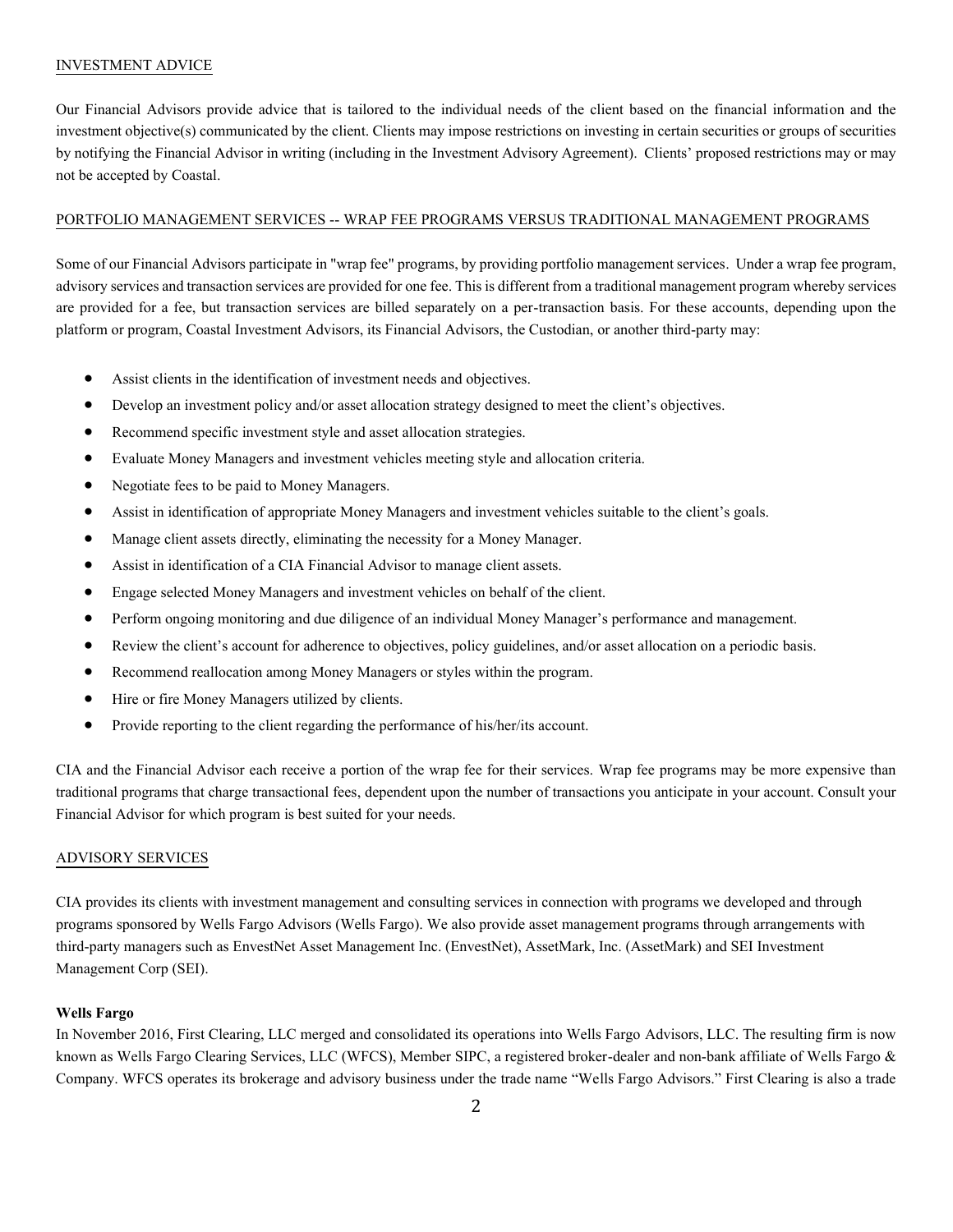## INVESTMENT ADVICE

Our Financial Advisors provide advice that is tailored to the individual needs of the client based on the financial information and the investment objective(s) communicated by the client. Clients may impose restrictions on investing in certain securities or groups of securities by notifying the Financial Advisor in writing (including in the Investment Advisory Agreement). Clients' proposed restrictions may or may not be accepted by Coastal.

## PORTFOLIO MANAGEMENT SERVICES -- WRAP FEE PROGRAMS VERSUS TRADITIONAL MANAGEMENT PROGRAMS

Some of our Financial Advisors participate in "wrap fee" programs, by providing portfolio management services. Under a wrap fee program, advisory services and transaction services are provided for one fee. This is different from a traditional management program whereby services are provided for a fee, but transaction services are billed separately on a per-transaction basis. For these accounts, depending upon the platform or program, Coastal Investment Advisors, its Financial Advisors, the Custodian, or another third-party may:

- Assist clients in the identification of investment needs and objectives.
- Develop an investment policy and/or asset allocation strategy designed to meet the client's objectives.
- Recommend specific investment style and asset allocation strategies.
- Evaluate Money Managers and investment vehicles meeting style and allocation criteria.
- Negotiate fees to be paid to Money Managers.
- Assist in identification of appropriate Money Managers and investment vehicles suitable to the client's goals.
- Manage client assets directly, eliminating the necessity for a Money Manager.
- Assist in identification of a CIA Financial Advisor to manage client assets.
- Engage selected Money Managers and investment vehicles on behalf of the client.
- Perform ongoing monitoring and due diligence of an individual Money Manager's performance and management.
- Review the client's account for adherence to objectives, policy guidelines, and/or asset allocation on a periodic basis.
- Recommend reallocation among Money Managers or styles within the program.
- Hire or fire Money Managers utilized by clients.
- Provide reporting to the client regarding the performance of his/her/its account.

CIA and the Financial Advisor each receive a portion of the wrap fee for their services. Wrap fee programs may be more expensive than traditional programs that charge transactional fees, dependent upon the number of transactions you anticipate in your account. Consult your Financial Advisor for which program is best suited for your needs.

## ADVISORY SERVICES

CIA provides its clients with investment management and consulting services in connection with programs we developed and through programs sponsored by Wells Fargo Advisors (Wells Fargo). We also provide asset management programs through arrangements with third-party managers such as EnvestNet Asset Management Inc. (EnvestNet), AssetMark, Inc. (AssetMark) and SEI Investment Management Corp (SEI).

**Wells Fargo**

In November 2016, First Clearing, LLC merged and consolidated its operations into Wells Fargo Advisors, LLC. The resulting firm is now known as Wells Fargo Clearing Services, LLC (WFCS), Member SIPC, a registered broker-dealer and non-bank affiliate of Wells Fargo & Company. WFCS operates its brokerage and advisory business under the trade name "Wells Fargo Advisors." First Clearing is also a trade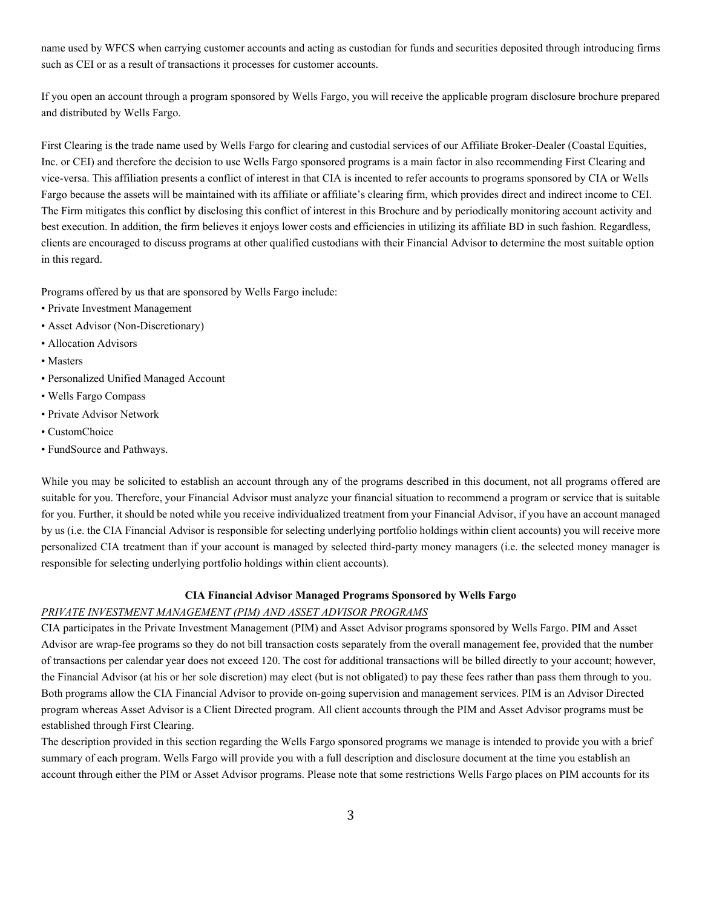name used by WFCS when carrying customer accounts and acting as custodian for funds and securities deposited through introducing firms such as CEI or as a result of transactions it processes for customer accounts.

If you open an account through a program sponsored by Wells Fargo, you will receive the applicable program disclosure brochure prepared and distributed by Wells Fargo.

First Clearing is the trade name used by Wells Fargo for clearing and custodial services of our Affiliate Broker-Dealer (Coastal Equities, Inc. or CEI) and therefore the decision to use Wells Fargo sponsored programs is a main factor in also recommending First Clearing and vice-versa. This affiliation presents a conflict of interest in that CIA is incented to refer accounts to programs sponsored by CIA or Wells Fargo because the assets will be maintained with its affiliate or affiliate's clearing firm, which provides direct and indirect income to CEI. The Firm mitigates this conflict by disclosing this conflict of interest in this Brochure and by periodically monitoring account activity and best execution. In addition, the firm believes it enjoys lower costs and efficiencies in utilizing its affiliate BD in such fashion. Regardless, clients are encouraged to discuss programs at other qualified custodians with their Financial Advisor to determine the most suitable option in this regard.

Programs offered by us that are sponsored by Wells Fargo include:

- Private Investment Management
- Asset Advisor (Non-Discretionary)
- Allocation Advisors
- Masters
- Personalized Unified Managed Account
- Wells Fargo Compass
- Private Advisor Network
- CustomChoice
- FundSource and Pathways.

While you may be solicited to establish an account through any of the programs described in this document, not all programs offered are suitable for you. Therefore, your Financial Advisor must analyze your financial situation to recommend a program or service that is suitable for you. Further, it should be noted while you receive individualized treatment from your Financial Advisor, if you have an account managed by us (i.e. the CIA Financial Advisor is responsible for selecting underlying portfolio holdings within client accounts) you will receive more personalized CIA treatment than if your account is managed by selected third-party money managers (i.e. the selected money manager is responsible for selecting underlying portfolio holdings within client accounts).

**CIA Financial Advisor Managed Programs Sponsored by Wells Fargo**

*PRIVATE INVESTMENT MANAGEMENT (PIM) AND ASSET ADVISOR PROGRAMS*

CIA participates in the Private Investment Management (PIM) and Asset Advisor programs sponsored by Wells Fargo. PIM and Asset Advisor are wrap-fee programs so they do not bill transaction costs separately from the overall management fee, provided that the number of transactions per calendar year does not exceed 120. The cost for additional transactions will be billed directly to your account; however, the Financial Advisor (at his or her sole discretion) may elect (but is not obligated) to pay these fees rather than pass them through to you. Both programs allow the CIA Financial Advisor to provide on-going supervision and management services. PIM is an Advisor Directed program whereas Asset Advisor is a Client Directed program. All client accounts through the PIM and Asset Advisor programs must be established through First Clearing.

The description provided in this section regarding the Wells Fargo sponsored programs we manage is intended to provide you with a brief summary of each program. Wells Fargo will provide you with a full description and disclosure document at the time you establish an account through either the PIM or Asset Advisor programs. Please note that some restrictions Wells Fargo places on PIM accounts for its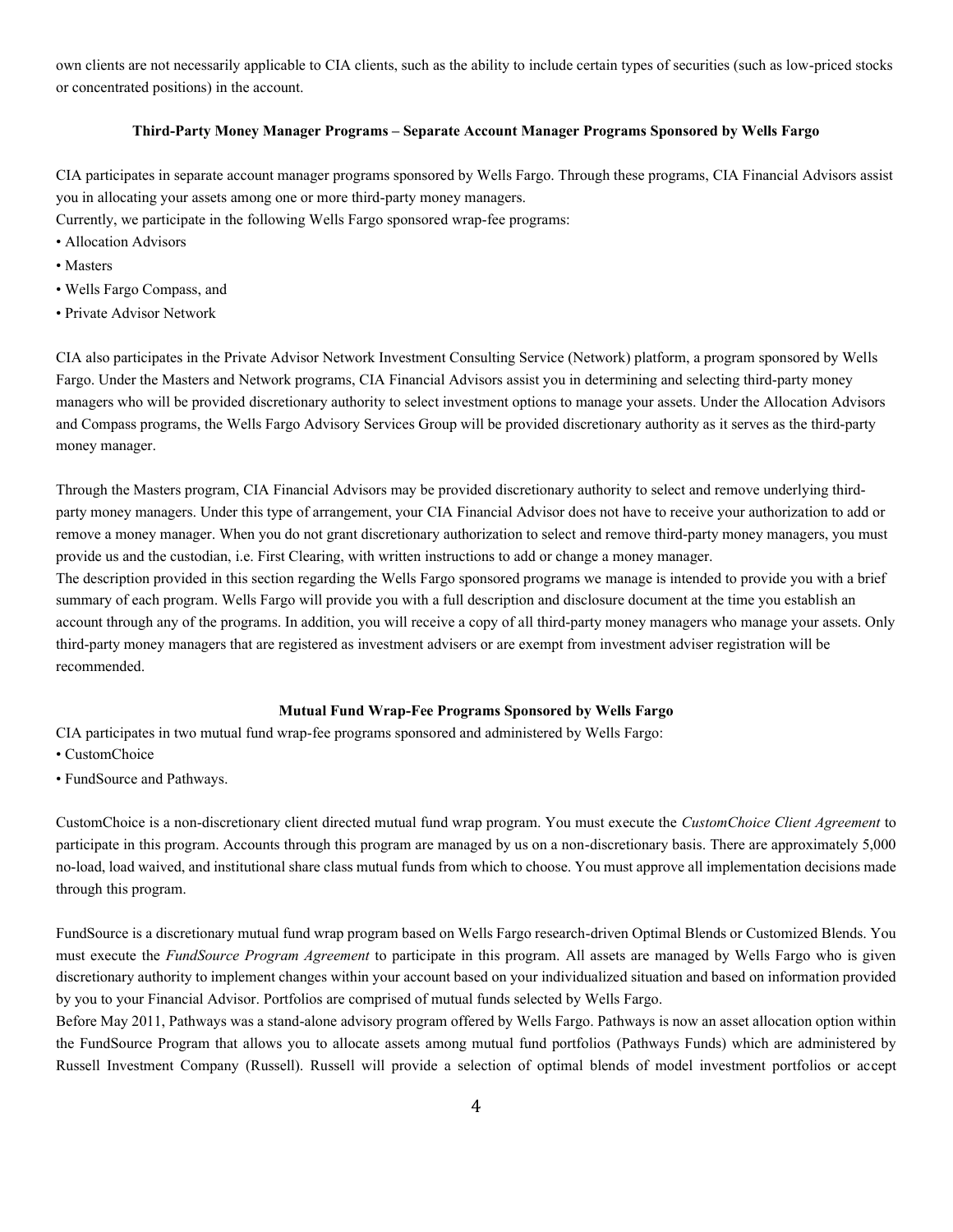own clients are not necessarily applicable to CIA clients, such as the ability to include certain types of securities (such as low-priced stocks or concentrated positions) in the account.

**Third-Party Money Manager Programs – Separate Account Manager Programs Sponsored by Wells Fargo**

CIA participates in separate account manager programs sponsored by Wells Fargo. Through these programs, CIA Financial Advisors assist you in allocating your assets among one or more third-party money managers.

Currently, we participate in the following Wells Fargo sponsored wrap-fee programs:

- Allocation Advisors
- Masters
- Wells Fargo Compass, and
- Private Advisor Network

CIA also participates in the Private Advisor Network Investment Consulting Service (Network) platform, a program sponsored by Wells Fargo. Under the Masters and Network programs, CIA Financial Advisors assist you in determining and selecting third-party money managers who will be provided discretionary authority to select investment options to manage your assets. Under the Allocation Advisors and Compass programs, the Wells Fargo Advisory Services Group will be provided discretionary authority as it serves as the third-party money manager.

Through the Masters program, CIA Financial Advisors may be provided discretionary authority to select and remove underlying third-party money managers. Under this type of arrangement, your CIA Financial Advisor does not have to receive your authorization to add or remove a money manager. When you do not grant discretionary authorization to select and remove third-party money managers, you must provide us and the custodian, i.e. First Clearing, with written instructions to add or change a money manager.

The description provided in this section regarding the Wells Fargo sponsored programs we manage is intended to provide you with a brief summary of each program. Wells Fargo will provide you with a full description and disclosure document at the time you establish an account through any of the programs. In addition, you will receive a copy of all third-party money managers who manage your assets. Only third-party money managers that are registered as investment advisers or are exempt from investment adviser registration will be recommended.

**Mutual Fund Wrap-Fee Programs Sponsored by Wells Fargo**

CIA participates in two mutual fund wrap-fee programs sponsored and administered by Wells Fargo:

- CustomChoice
- FundSource and Pathways.

CustomChoice is a non-discretionary client directed mutual fund wrap program. You must execute the *CustomChoice Client Agreement* to participate in this program. Accounts through this program are managed by us on a non-discretionary basis. There are approximately 5,000 no-load, load waived, and institutional share class mutual funds from which to choose. You must approve all implementation decisions made through this program.

FundSource is a discretionary mutual fund wrap program based on Wells Fargo research-driven Optimal Blends or Customized Blends. You must execute the *FundSource Program Agreement* to participate in this program. All assets are managed by Wells Fargo who is given discretionary authority to implement changes within your account based on your individualized situation and based on information provided by you to your Financial Advisor. Portfolios are comprised of mutual funds selected by Wells Fargo.

Before May 2011, Pathways was a stand-alone advisory program offered by Wells Fargo. Pathways is now an asset allocation option within the FundSource Program that allows you to allocate assets among mutual fund portfolios (Pathways Funds) which are administered by Russell Investment Company (Russell). Russell will provide a selection of optimal blends of model investment portfolios or accept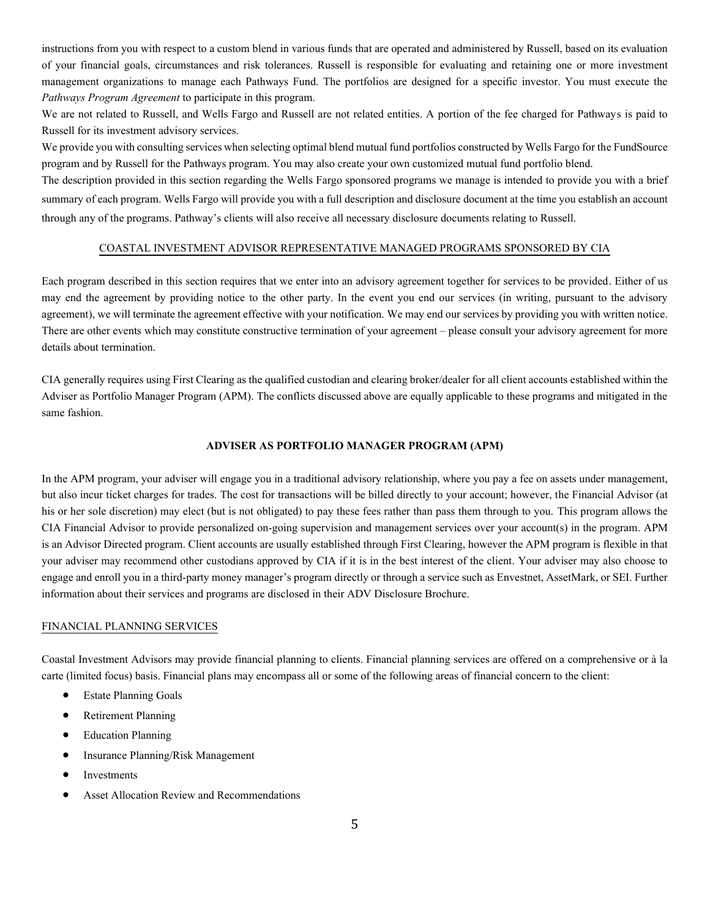instructions from you with respect to a custom blend in various funds that are operated and administered by Russell, based on its evaluation of your financial goals, circumstances and risk tolerances. Russell is responsible for evaluating and retaining one or more investment management organizations to manage each Pathways Fund. The portfolios are designed for a specific investor. You must execute the *Pathways Program Agreement* to participate in this program.

We are not related to Russell, and Wells Fargo and Russell are not related entities. A portion of the fee charged for Pathways is paid to Russell for its investment advisory services.

We provide you with consulting services when selecting optimal blend mutual fund portfolios constructed by Wells Fargo for the FundSource program and by Russell for the Pathways program. You may also create your own customized mutual fund portfolio blend.

The description provided in this section regarding the Wells Fargo sponsored programs we manage is intended to provide you with a brief summary of each program. Wells Fargo will provide you with a full description and disclosure document at the time you establish an account through any of the programs. Pathway's clients will also receive all necessary disclosure documents relating to Russell.

## COASTAL INVESTMENT ADVISOR REPRESENTATIVE MANAGED PROGRAMS SPONSORED BY CIA

Each program described in this section requires that we enter into an advisory agreement together for services to be provided. Either of us may end the agreement by providing notice to the other party. In the event you end our services (in writing, pursuant to the advisory agreement), we will terminate the agreement effective with your notification. We may end our services by providing you with written notice. There are other events which may constitute constructive termination of your agreement – please consult your advisory agreement for more details about termination.

CIA generally requires using First Clearing as the qualified custodian and clearing broker/dealer for all client accounts established within the Adviser as Portfolio Manager Program (APM). The conflicts discussed above are equally applicable to these programs and mitigated in the same fashion.

### ADVISER AS PORTFOLIO MANAGER PROGRAM (APM)

In the APM program, your adviser will engage you in a traditional advisory relationship, where you pay a fee on assets under management, but also incur ticket charges for trades. The cost for transactions will be billed directly to your account; however, the Financial Advisor (at his or her sole discretion) may elect (but is not obligated) to pay these fees rather than pass them through to you. This program allows the CIA Financial Advisor to provide personalized on-going supervision and management services over your account(s) in the program. APM is an Advisor Directed program. Client accounts are usually established through First Clearing, however the APM program is flexible in that your adviser may recommend other custodians approved by CIA if it is in the best interest of the client. Your adviser may also choose to engage and enroll you in a third-party money manager's program directly or through a service such as Envestnet, AssetMark, or SEI. Further information about their services and programs are disclosed in their ADV Disclosure Brochure.

## FINANCIAL PLANNING SERVICES

Coastal Investment Advisors may provide financial planning to clients. Financial planning services are offered on a comprehensive or à la carte (limited focus) basis. Financial plans may encompass all or some of the following areas of financial concern to the client:

- Estate Planning Goals
- Retirement Planning
- Education Planning
- Insurance Planning/Risk Management
- Investments
- Asset Allocation Review and Recommendations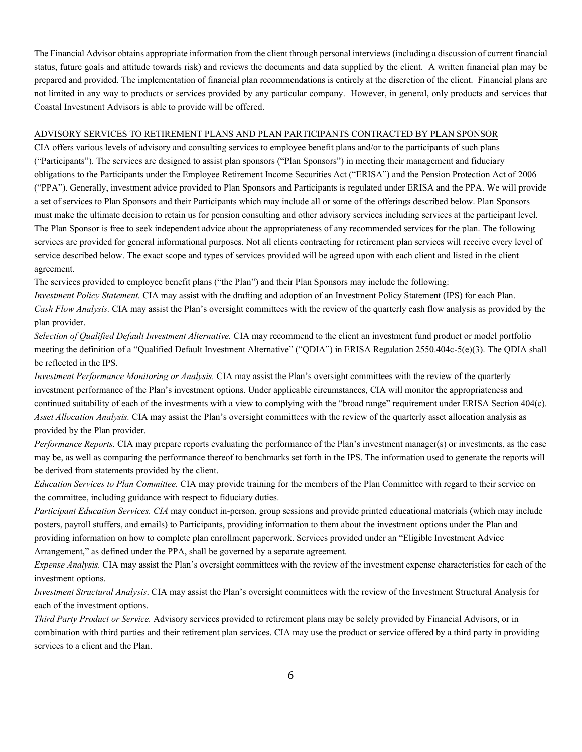The Financial Advisor obtains appropriate information from the client through personal interviews (including a discussion of current financial status, future goals and attitude towards risk) and reviews the documents and data supplied by the client. A written financial plan may be prepared and provided. The implementation of financial plan recommendations is entirely at the discretion of the client. Financial plans are not limited in any way to products or services provided by any particular company. However, in general, only products and services that Coastal Investment Advisors is able to provide will be offered.

ADVISORY SERVICES TO RETIREMENT PLANS AND PLAN PARTICIPANTS CONTRACTED BY PLAN SPONSOR

CIA offers various levels of advisory and consulting services to employee benefit plans and/or to the participants of such plans ("Participants"). The services are designed to assist plan sponsors ("Plan Sponsors") in meeting their management and fiduciary obligations to the Participants under the Employee Retirement Income Securities Act ("ERISA") and the Pension Protection Act of 2006 ("PPA"). Generally, investment advice provided to Plan Sponsors and Participants is regulated under ERISA and the PPA. We will provide a set of services to Plan Sponsors and their Participants which may include all or some of the offerings described below. Plan Sponsors must make the ultimate decision to retain us for pension consulting and other advisory services including services at the participant level. The Plan Sponsor is free to seek independent advice about the appropriateness of any recommended services for the plan. The following services are provided for general informational purposes. Not all clients contracting for retirement plan services will receive every level of service described below. The exact scope and types of services provided will be agreed upon with each client and listed in the client agreement.

The services provided to employee benefit plans ("the Plan") and their Plan Sponsors may include the following:

*Investment Policy Statement.* CIA may assist with the drafting and adoption of an Investment Policy Statement (IPS) for each Plan.

*Cash Flow Analysis.* CIA may assist the Plan's oversight committees with the review of the quarterly cash flow analysis as provided by the plan provider.

*Selection of Qualified Default Investment Alternative.* CIA may recommend to the client an investment fund product or model portfolio meeting the definition of a "Qualified Default Investment Alternative" ("QDIA") in ERISA Regulation 2550.404c-5(e)(3). The QDIA shall be reflected in the IPS.

*Investment Performance Monitoring or Analysis.* CIA may assist the Plan's oversight committees with the review of the quarterly investment performance of the Plan's investment options. Under applicable circumstances, CIA will monitor the appropriateness and continued suitability of each of the investments with a view to complying with the "broad range" requirement under ERISA Section 404(c).

*Asset Allocation Analysis.* CIA may assist the Plan's oversight committees with the review of the quarterly asset allocation analysis as provided by the Plan provider.

*Performance Reports.* CIA may prepare reports evaluating the performance of the Plan's investment manager(s) or investments, as the case may be, as well as comparing the performance thereof to benchmarks set forth in the IPS. The information used to generate the reports will be derived from statements provided by the client.

*Education Services to Plan Committee.* CIA may provide training for the members of the Plan Committee with regard to their service on the committee, including guidance with respect to fiduciary duties.

*Participant Education Services. CIA* may conduct in-person, group sessions and provide printed educational materials (which may include posters, payroll stuffers, and emails) to Participants, providing information to them about the investment options under the Plan and providing information on how to complete plan enrollment paperwork. Services provided under an "Eligible Investment Advice Arrangement," as defined under the PPA, shall be governed by a separate agreement.

*Expense Analysis.* CIA may assist the Plan's oversight committees with the review of the investment expense characteristics for each of the investment options.

*Investment Structural Analysis*. CIA may assist the Plan's oversight committees with the review of the Investment Structural Analysis for each of the investment options.

*Third Party Product or Service.* Advisory services provided to retirement plans may be solely provided by Financial Advisors, or in combination with third parties and their retirement plan services. CIA may use the product or service offered by a third party in providing services to a client and the Plan.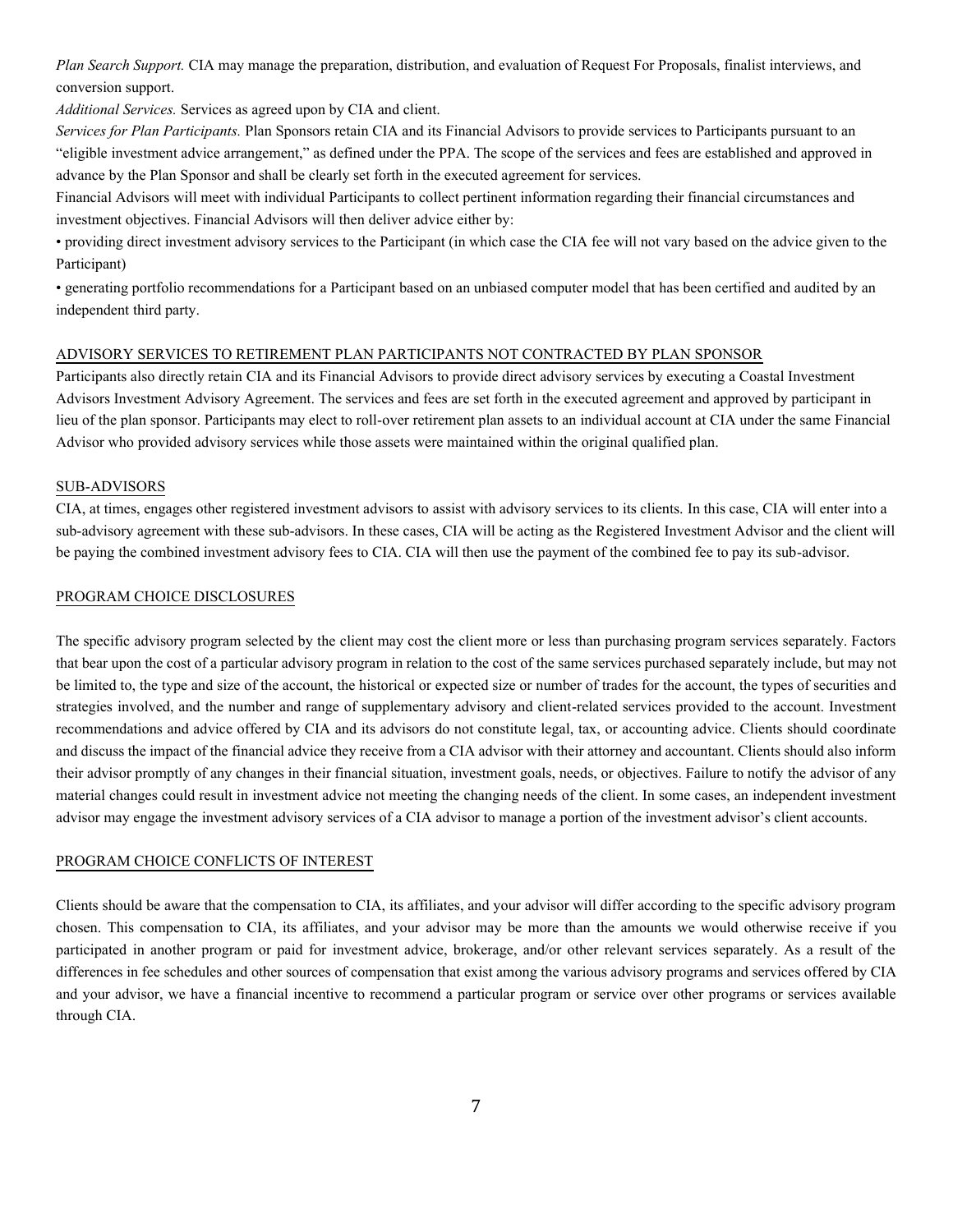*Plan Search Support.* CIA may manage the preparation, distribution, and evaluation of Request For Proposals, finalist interviews, and conversion support.

*Additional Services.* Services as agreed upon by CIA and client.

*Services for Plan Participants.* Plan Sponsors retain CIA and its Financial Advisors to provide services to Participants pursuant to an "eligible investment advice arrangement," as defined under the PPA. The scope of the services and fees are established and approved in advance by the Plan Sponsor and shall be clearly set forth in the executed agreement for services.

Financial Advisors will meet with individual Participants to collect pertinent information regarding their financial circumstances and investment objectives. Financial Advisors will then deliver advice either by:

- providing direct investment advisory services to the Participant (in which case the CIA fee will not vary based on the advice given to the Participant)
- generating portfolio recommendations for a Participant based on an unbiased computer model that has been certified and audited by an independent third party.

## ADVISORY SERVICES TO RETIREMENT PLAN PARTICIPANTS NOT CONTRACTED BY PLAN SPONSOR

Participants also directly retain CIA and its Financial Advisors to provide direct advisory services by executing a Coastal Investment Advisors Investment Advisory Agreement. The services and fees are set forth in the executed agreement and approved by participant in lieu of the plan sponsor. Participants may elect to roll-over retirement plan assets to an individual account at CIA under the same Financial Advisor who provided advisory services while those assets were maintained within the original qualified plan.

## SUB-ADVISORS

CIA, at times, engages other registered investment advisors to assist with advisory services to its clients. In this case, CIA will enter into a sub-advisory agreement with these sub-advisors. In these cases, CIA will be acting as the Registered Investment Advisor and the client will be paying the combined investment advisory fees to CIA. CIA will then use the payment of the combined fee to pay its sub-advisor.

## PROGRAM CHOICE DISCLOSURES

The specific advisory program selected by the client may cost the client more or less than purchasing program services separately. Factors that bear upon the cost of a particular advisory program in relation to the cost of the same services purchased separately include, but may not be limited to, the type and size of the account, the historical or expected size or number of trades for the account, the types of securities and strategies involved, and the number and range of supplementary advisory and client-related services provided to the account. Investment recommendations and advice offered by CIA and its advisors do not constitute legal, tax, or accounting advice. Clients should coordinate and discuss the impact of the financial advice they receive from a CIA advisor with their attorney and accountant. Clients should also inform their advisor promptly of any changes in their financial situation, investment goals, needs, or objectives. Failure to notify the advisor of any material changes could result in investment advice not meeting the changing needs of the client. In some cases, an independent investment advisor may engage the investment advisory services of a CIA advisor to manage a portion of the investment advisor's client accounts.

## PROGRAM CHOICE CONFLICTS OF INTEREST

Clients should be aware that the compensation to CIA, its affiliates, and your advisor will differ according to the specific advisory program chosen. This compensation to CIA, its affiliates, and your advisor may be more than the amounts we would otherwise receive if you participated in another program or paid for investment advice, brokerage, and/or other relevant services separately. As a result of the differences in fee schedules and other sources of compensation that exist among the various advisory programs and services offered by CIA and your advisor, we have a financial incentive to recommend a particular program or service over other programs or services available through CIA.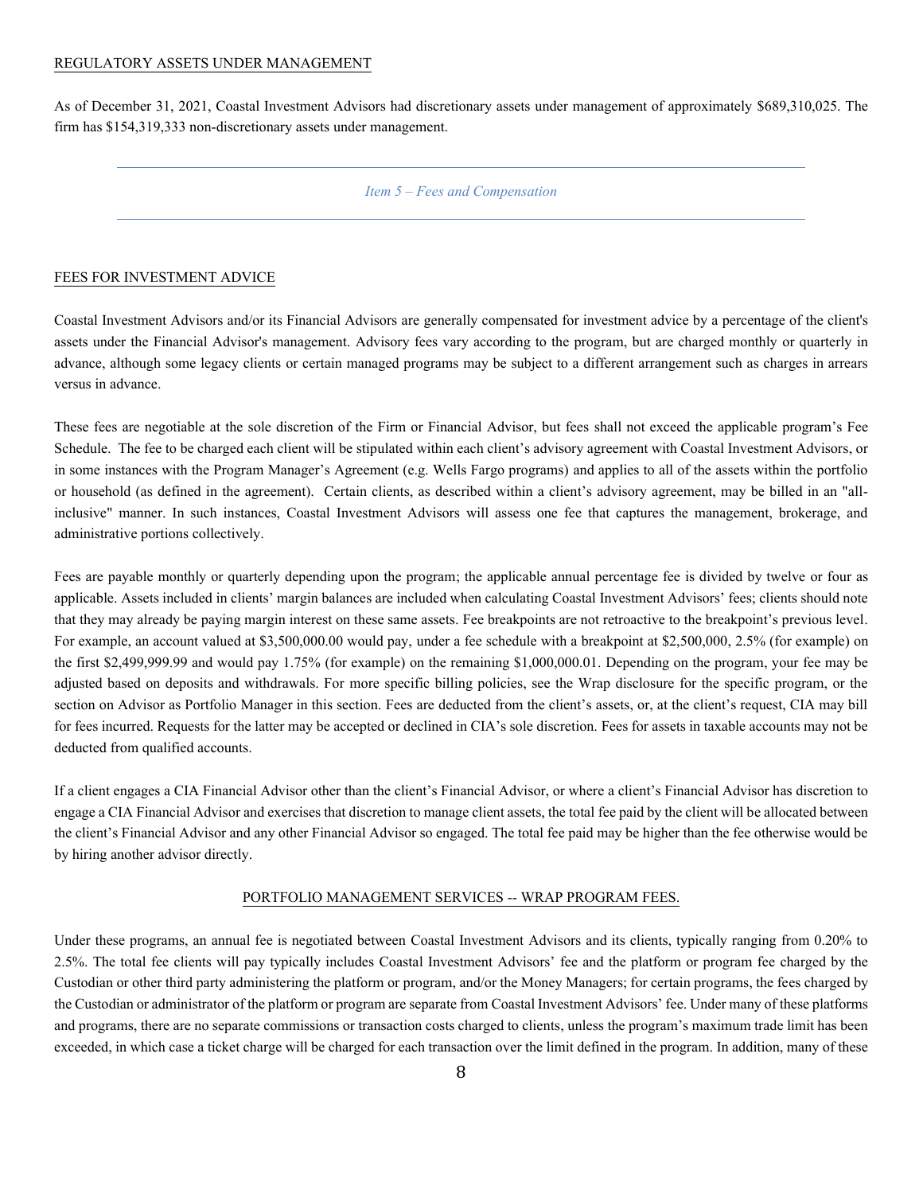REGULATORY ASSETS UNDER MANAGEMENT

As of December 31, 2021, Coastal Investment Advisors had discretionary assets under management of approximately $689,310,025. The firm has $154,319,333 non-discretionary assets under management.

## *Item 5 – Fees and Compensation*

FEES FOR INVESTMENT ADVICE

Coastal Investment Advisors and/or its Financial Advisors are generally compensated for investment advice by a percentage of the client's assets under the Financial Advisor's management. Advisory fees vary according to the program, but are charged monthly or quarterly in advance, although some legacy clients or certain managed programs may be subject to a different arrangement such as charges in arrears versus in advance.

These fees are negotiable at the sole discretion of the Firm or Financial Advisor, but fees shall not exceed the applicable program's Fee Schedule. The fee to be charged each client will be stipulated within each client's advisory agreement with Coastal Investment Advisors, or in some instances with the Program Manager's Agreement (e.g. Wells Fargo programs) and applies to all of the assets within the portfolio or household (as defined in the agreement). Certain clients, as described within a client's advisory agreement, may be billed in an "all-inclusive" manner. In such instances, Coastal Investment Advisors will assess one fee that captures the management, brokerage, and administrative portions collectively.

Fees are payable monthly or quarterly depending upon the program; the applicable annual percentage fee is divided by twelve or four as applicable. Assets included in clients' margin balances are included when calculating Coastal Investment Advisors' fees; clients should note that they may already be paying margin interest on these same assets. Fee breakpoints are not retroactive to the breakpoint's previous level. For example, an account valued at $3,500,000.00 would pay, under a fee schedule with a breakpoint at $2,500,000, 2.5% (for example) on the first $2,499,999.99 and would pay 1.75% (for example) on the remaining $1,000,000.01. Depending on the program, your fee may be adjusted based on deposits and withdrawals. For more specific billing policies, see the Wrap disclosure for the specific program, or the section on Advisor as Portfolio Manager in this section. Fees are deducted from the client's assets, or, at the client's request, CIA may bill for fees incurred. Requests for the latter may be accepted or declined in CIA's sole discretion. Fees for assets in taxable accounts may not be deducted from qualified accounts.

If a client engages a CIA Financial Advisor other than the client's Financial Advisor, or where a client's Financial Advisor has discretion to engage a CIA Financial Advisor and exercises that discretion to manage client assets, the total fee paid by the client will be allocated between the client's Financial Advisor and any other Financial Advisor so engaged. The total fee paid may be higher than the fee otherwise would be by hiring another advisor directly.

PORTFOLIO MANAGEMENT SERVICES -- WRAP PROGRAM FEES.

Under these programs, an annual fee is negotiated between Coastal Investment Advisors and its clients, typically ranging from 0.20% to 2.5%. The total fee clients will pay typically includes Coastal Investment Advisors' fee and the platform or program fee charged by the Custodian or other third party administering the platform or program, and/or the Money Managers; for certain programs, the fees charged by the Custodian or administrator of the platform or program are separate from Coastal Investment Advisors' fee. Under many of these platforms and programs, there are no separate commissions or transaction costs charged to clients, unless the program's maximum trade limit has been exceeded, in which case a ticket charge will be charged for each transaction over the limit defined in the program. In addition, many of these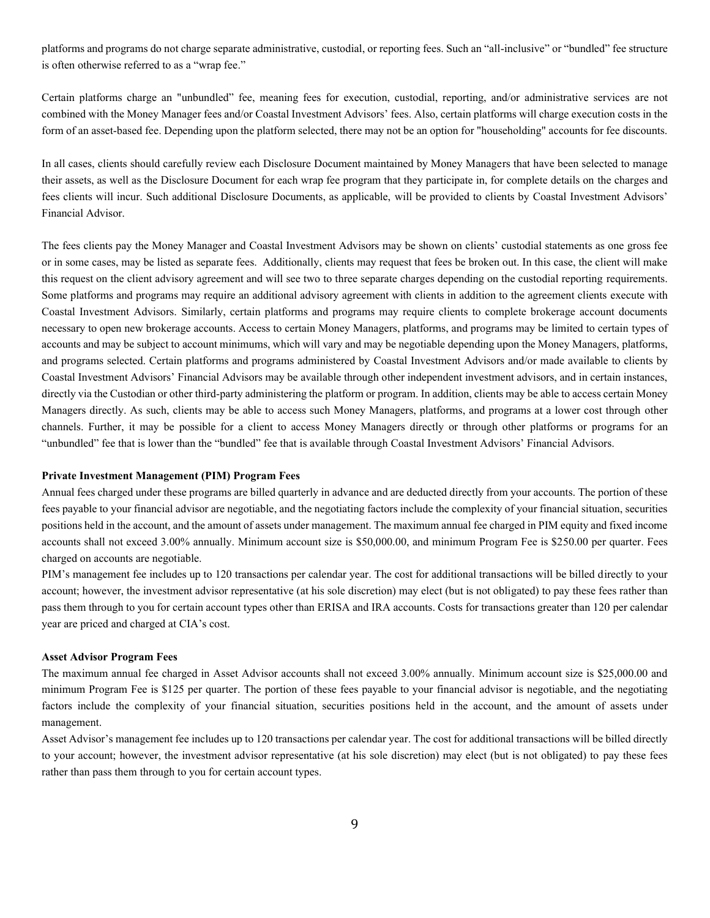platforms and programs do not charge separate administrative, custodial, or reporting fees. Such an "all-inclusive" or "bundled" fee structure is often otherwise referred to as a "wrap fee."

Certain platforms charge an "unbundled" fee, meaning fees for execution, custodial, reporting, and/or administrative services are not combined with the Money Manager fees and/or Coastal Investment Advisors' fees. Also, certain platforms will charge execution costs in the form of an asset-based fee. Depending upon the platform selected, there may not be an option for "householding" accounts for fee discounts.

In all cases, clients should carefully review each Disclosure Document maintained by Money Managers that have been selected to manage their assets, as well as the Disclosure Document for each wrap fee program that they participate in, for complete details on the charges and fees clients will incur. Such additional Disclosure Documents, as applicable, will be provided to clients by Coastal Investment Advisors' Financial Advisor.

The fees clients pay the Money Manager and Coastal Investment Advisors may be shown on clients' custodial statements as one gross fee or in some cases, may be listed as separate fees. Additionally, clients may request that fees be broken out. In this case, the client will make this request on the client advisory agreement and will see two to three separate charges depending on the custodial reporting requirements. Some platforms and programs may require an additional advisory agreement with clients in addition to the agreement clients execute with Coastal Investment Advisors. Similarly, certain platforms and programs may require clients to complete brokerage account documents necessary to open new brokerage accounts. Access to certain Money Managers, platforms, and programs may be limited to certain types of accounts and may be subject to account minimums, which will vary and may be negotiable depending upon the Money Managers, platforms, and programs selected. Certain platforms and programs administered by Coastal Investment Advisors and/or made available to clients by Coastal Investment Advisors' Financial Advisors may be available through other independent investment advisors, and in certain instances, directly via the Custodian or other third-party administering the platform or program. In addition, clients may be able to access certain Money Managers directly. As such, clients may be able to access such Money Managers, platforms, and programs at a lower cost through other channels. Further, it may be possible for a client to access Money Managers directly or through other platforms or programs for an "unbundled" fee that is lower than the "bundled" fee that is available through Coastal Investment Advisors' Financial Advisors.

**Private Investment Management (PIM) Program Fees**

Annual fees charged under these programs are billed quarterly in advance and are deducted directly from your accounts. The portion of these fees payable to your financial advisor are negotiable, and the negotiating factors include the complexity of your financial situation, securities positions held in the account, and the amount of assets under management. The maximum annual fee charged in PIM equity and fixed income accounts shall not exceed 3.00% annually. Minimum account size is $50,000.00, and minimum Program Fee is $250.00 per quarter. Fees charged on accounts are negotiable.

PIM's management fee includes up to 120 transactions per calendar year. The cost for additional transactions will be billed directly to your account; however, the investment advisor representative (at his sole discretion) may elect (but is not obligated) to pay these fees rather than pass them through to you for certain account types other than ERISA and IRA accounts. Costs for transactions greater than 120 per calendar year are priced and charged at CIA's cost.

**Asset Advisor Program Fees**

The maximum annual fee charged in Asset Advisor accounts shall not exceed 3.00% annually. Minimum account size is $25,000.00 and minimum Program Fee is $125 per quarter. The portion of these fees payable to your financial advisor is negotiable, and the negotiating factors include the complexity of your financial situation, securities positions held in the account, and the amount of assets under management.

Asset Advisor's management fee includes up to 120 transactions per calendar year. The cost for additional transactions will be billed directly to your account; however, the investment advisor representative (at his sole discretion) may elect (but is not obligated) to pay these fees rather than pass them through to you for certain account types.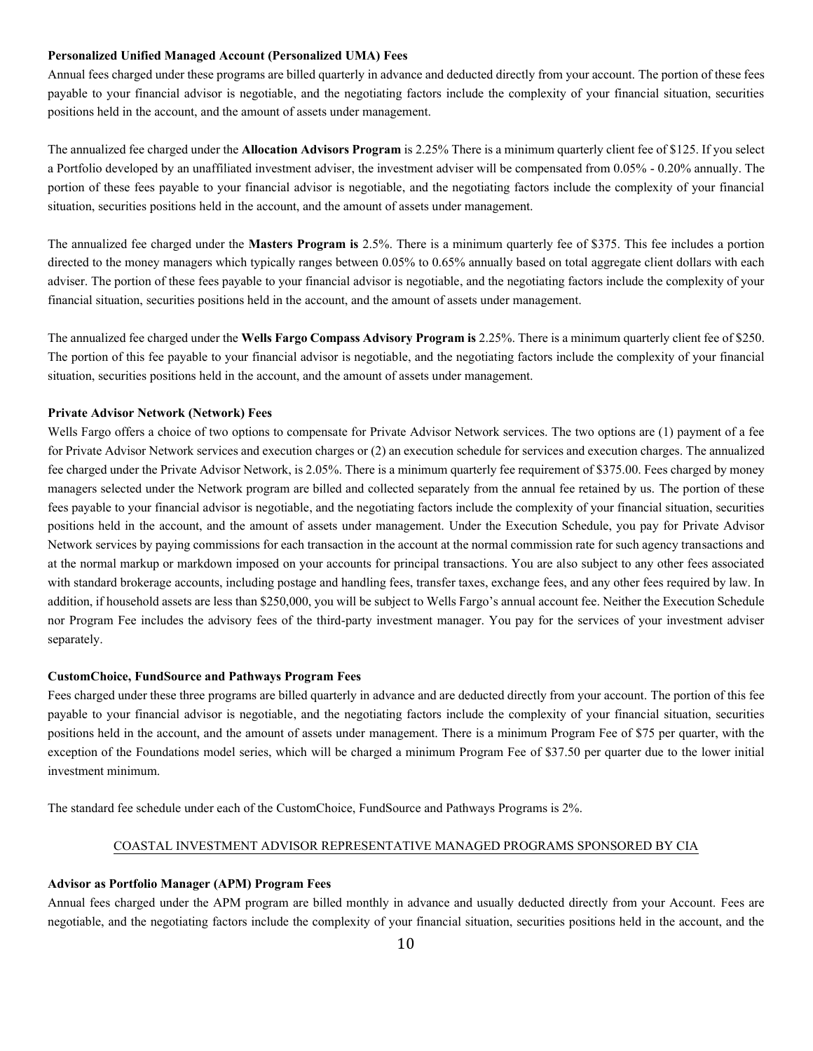**Personalized Unified Managed Account (Personalized UMA) Fees**

Annual fees charged under these programs are billed quarterly in advance and deducted directly from your account. The portion of these fees payable to your financial advisor is negotiable, and the negotiating factors include the complexity of your financial situation, securities positions held in the account, and the amount of assets under management.

The annualized fee charged under the **Allocation Advisors Program** is 2.25% There is a minimum quarterly client fee of $125. If you select a Portfolio developed by an unaffiliated investment adviser, the investment adviser will be compensated from 0.05% - 0.20% annually. The portion of these fees payable to your financial advisor is negotiable, and the negotiating factors include the complexity of your financial situation, securities positions held in the account, and the amount of assets under management.

The annualized fee charged under the **Masters Program is** 2.5%. There is a minimum quarterly fee of $375. This fee includes a portion directed to the money managers which typically ranges between 0.05% to 0.65% annually based on total aggregate client dollars with each adviser. The portion of these fees payable to your financial advisor is negotiable, and the negotiating factors include the complexity of your financial situation, securities positions held in the account, and the amount of assets under management.

The annualized fee charged under the **Wells Fargo Compass Advisory Program is** 2.25%. There is a minimum quarterly client fee of $250. The portion of this fee payable to your financial advisor is negotiable, and the negotiating factors include the complexity of your financial situation, securities positions held in the account, and the amount of assets under management.

**Private Advisor Network (Network) Fees**

Wells Fargo offers a choice of two options to compensate for Private Advisor Network services. The two options are (1) payment of a fee for Private Advisor Network services and execution charges or (2) an execution schedule for services and execution charges. The annualized fee charged under the Private Advisor Network, is 2.05%. There is a minimum quarterly fee requirement of $375.00. Fees charged by money managers selected under the Network program are billed and collected separately from the annual fee retained by us. The portion of these fees payable to your financial advisor is negotiable, and the negotiating factors include the complexity of your financial situation, securities positions held in the account, and the amount of assets under management. Under the Execution Schedule, you pay for Private Advisor Network services by paying commissions for each transaction in the account at the normal commission rate for such agency transactions and at the normal markup or markdown imposed on your accounts for principal transactions. You are also subject to any other fees associated with standard brokerage accounts, including postage and handling fees, transfer taxes, exchange fees, and any other fees required by law. In addition, if household assets are less than $250,000, you will be subject to Wells Fargo's annual account fee. Neither the Execution Schedule nor Program Fee includes the advisory fees of the third-party investment manager. You pay for the services of your investment adviser separately.

**CustomChoice, FundSource and Pathways Program Fees**

Fees charged under these three programs are billed quarterly in advance and are deducted directly from your account. The portion of this fee payable to your financial advisor is negotiable, and the negotiating factors include the complexity of your financial situation, securities positions held in the account, and the amount of assets under management. There is a minimum Program Fee of $75 per quarter, with the exception of the Foundations model series, which will be charged a minimum Program Fee of $37.50 per quarter due to the lower initial investment minimum.

The standard fee schedule under each of the CustomChoice, FundSource and Pathways Programs is 2%.

COASTAL INVESTMENT ADVISOR REPRESENTATIVE MANAGED PROGRAMS SPONSORED BY CIA

**Advisor as Portfolio Manager (APM) Program Fees**

Annual fees charged under the APM program are billed monthly in advance and usually deducted directly from your Account. Fees are negotiable, and the negotiating factors include the complexity of your financial situation, securities positions held in the account, and the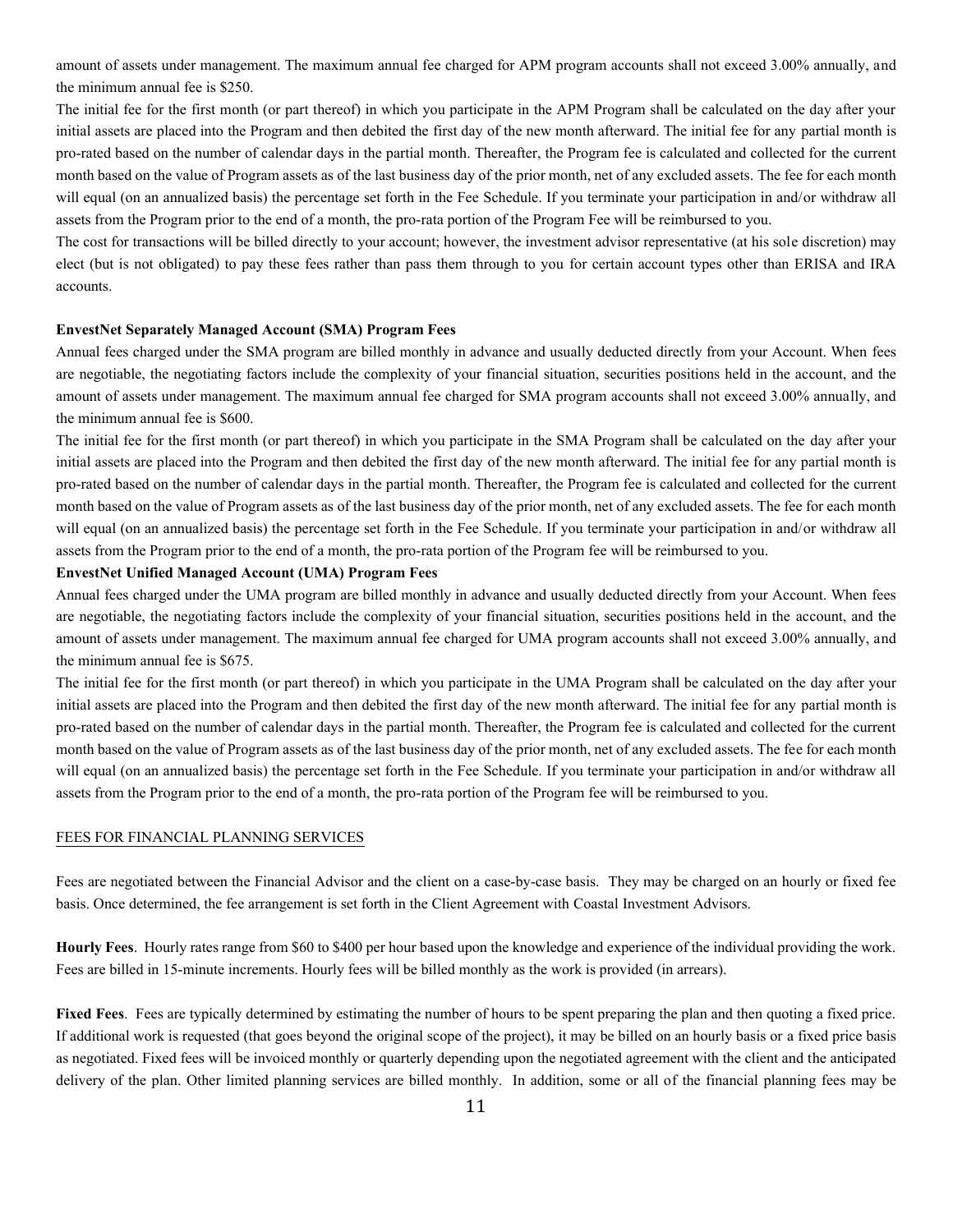amount of assets under management. The maximum annual fee charged for APM program accounts shall not exceed 3.00% annually, and the minimum annual fee is $250.

The initial fee for the first month (or part thereof) in which you participate in the APM Program shall be calculated on the day after your initial assets are placed into the Program and then debited the first day of the new month afterward. The initial fee for any partial month is pro-rated based on the number of calendar days in the partial month. Thereafter, the Program fee is calculated and collected for the current month based on the value of Program assets as of the last business day of the prior month, net of any excluded assets. The fee for each month will equal (on an annualized basis) the percentage set forth in the Fee Schedule. If you terminate your participation in and/or withdraw all assets from the Program prior to the end of a month, the pro-rata portion of the Program Fee will be reimbursed to you.

The cost for transactions will be billed directly to your account; however, the investment advisor representative (at his sole discretion) may elect (but is not obligated) to pay these fees rather than pass them through to you for certain account types other than ERISA and IRA accounts.

**EnvestNet Separately Managed Account (SMA) Program Fees**

Annual fees charged under the SMA program are billed monthly in advance and usually deducted directly from your Account. When fees are negotiable, the negotiating factors include the complexity of your financial situation, securities positions held in the account, and the amount of assets under management. The maximum annual fee charged for SMA program accounts shall not exceed 3.00% annually, and the minimum annual fee is $600.

The initial fee for the first month (or part thereof) in which you participate in the SMA Program shall be calculated on the day after your initial assets are placed into the Program and then debited the first day of the new month afterward. The initial fee for any partial month is pro-rated based on the number of calendar days in the partial month. Thereafter, the Program fee is calculated and collected for the current month based on the value of Program assets as of the last business day of the prior month, net of any excluded assets. The fee for each month will equal (on an annualized basis) the percentage set forth in the Fee Schedule. If you terminate your participation in and/or withdraw all assets from the Program prior to the end of a month, the pro-rata portion of the Program fee will be reimbursed to you.

**EnvestNet Unified Managed Account (UMA) Program Fees**

Annual fees charged under the UMA program are billed monthly in advance and usually deducted directly from your Account. When fees are negotiable, the negotiating factors include the complexity of your financial situation, securities positions held in the account, and the amount of assets under management. The maximum annual fee charged for UMA program accounts shall not exceed 3.00% annually, and the minimum annual fee is $675.

The initial fee for the first month (or part thereof) in which you participate in the UMA Program shall be calculated on the day after your initial assets are placed into the Program and then debited the first day of the new month afterward. The initial fee for any partial month is pro-rated based on the number of calendar days in the partial month. Thereafter, the Program fee is calculated and collected for the current month based on the value of Program assets as of the last business day of the prior month, net of any excluded assets. The fee for each month will equal (on an annualized basis) the percentage set forth in the Fee Schedule. If you terminate your participation in and/or withdraw all assets from the Program prior to the end of a month, the pro-rata portion of the Program fee will be reimbursed to you.

FEES FOR FINANCIAL PLANNING SERVICES

Fees are negotiated between the Financial Advisor and the client on a case-by-case basis. They may be charged on an hourly or fixed fee basis. Once determined, the fee arrangement is set forth in the Client Agreement with Coastal Investment Advisors.

**Hourly Fees**. Hourly rates range from $60 to $400 per hour based upon the knowledge and experience of the individual providing the work. Fees are billed in 15-minute increments. Hourly fees will be billed monthly as the work is provided (in arrears).

**Fixed Fees**. Fees are typically determined by estimating the number of hours to be spent preparing the plan and then quoting a fixed price. If additional work is requested (that goes beyond the original scope of the project), it may be billed on an hourly basis or a fixed price basis as negotiated. Fixed fees will be invoiced monthly or quarterly depending upon the negotiated agreement with the client and the anticipated delivery of the plan. Other limited planning services are billed monthly. In addition, some or all of the financial planning fees may be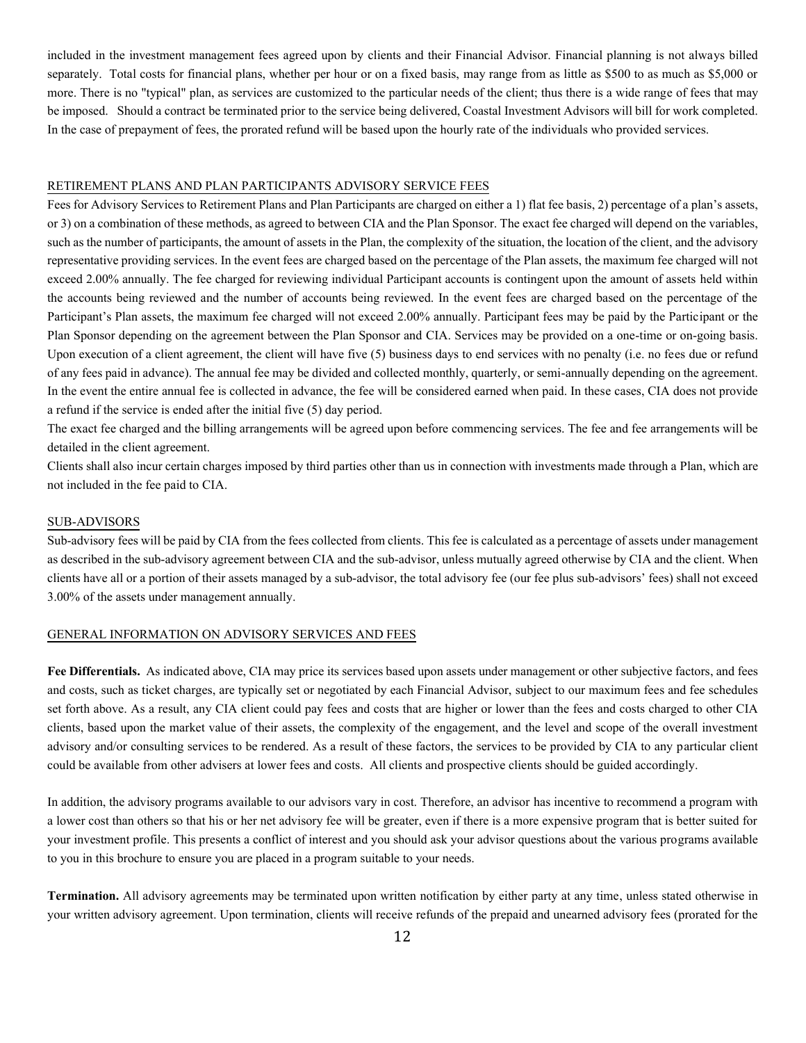included in the investment management fees agreed upon by clients and their Financial Advisor. Financial planning is not always billed separately. Total costs for financial plans, whether per hour or on a fixed basis, may range from as little as $500 to as much as $5,000 or more. There is no "typical" plan, as services are customized to the particular needs of the client; thus there is a wide range of fees that may be imposed. Should a contract be terminated prior to the service being delivered, Coastal Investment Advisors will bill for work completed. In the case of prepayment of fees, the prorated refund will be based upon the hourly rate of the individuals who provided services.

## RETIREMENT PLANS AND PLAN PARTICIPANTS ADVISORY SERVICE FEES

Fees for Advisory Services to Retirement Plans and Plan Participants are charged on either a 1) flat fee basis, 2) percentage of a plan's assets, or 3) on a combination of these methods, as agreed to between CIA and the Plan Sponsor. The exact fee charged will depend on the variables, such as the number of participants, the amount of assets in the Plan, the complexity of the situation, the location of the client, and the advisory representative providing services. In the event fees are charged based on the percentage of the Plan assets, the maximum fee charged will not exceed 2.00% annually. The fee charged for reviewing individual Participant accounts is contingent upon the amount of assets held within the accounts being reviewed and the number of accounts being reviewed. In the event fees are charged based on the percentage of the Participant's Plan assets, the maximum fee charged will not exceed 2.00% annually. Participant fees may be paid by the Participant or the Plan Sponsor depending on the agreement between the Plan Sponsor and CIA. Services may be provided on a one-time or on-going basis. Upon execution of a client agreement, the client will have five (5) business days to end services with no penalty (i.e. no fees due or refund of any fees paid in advance). The annual fee may be divided and collected monthly, quarterly, or semi-annually depending on the agreement. In the event the entire annual fee is collected in advance, the fee will be considered earned when paid. In these cases, CIA does not provide a refund if the service is ended after the initial five (5) day period.

The exact fee charged and the billing arrangements will be agreed upon before commencing services. The fee and fee arrangements will be detailed in the client agreement.

Clients shall also incur certain charges imposed by third parties other than us in connection with investments made through a Plan, which are not included in the fee paid to CIA.

## SUB-ADVISORS

Sub-advisory fees will be paid by CIA from the fees collected from clients. This fee is calculated as a percentage of assets under management as described in the sub-advisory agreement between CIA and the sub-advisor, unless mutually agreed otherwise by CIA and the client. When clients have all or a portion of their assets managed by a sub-advisor, the total advisory fee (our fee plus sub-advisors' fees) shall not exceed 3.00% of the assets under management annually.

## GENERAL INFORMATION ON ADVISORY SERVICES AND FEES

**Fee Differentials.** As indicated above, CIA may price its services based upon assets under management or other subjective factors, and fees and costs, such as ticket charges, are typically set or negotiated by each Financial Advisor, subject to our maximum fees and fee schedules set forth above. As a result, any CIA client could pay fees and costs that are higher or lower than the fees and costs charged to other CIA clients, based upon the market value of their assets, the complexity of the engagement, and the level and scope of the overall investment advisory and/or consulting services to be rendered. As a result of these factors, the services to be provided by CIA to any particular client could be available from other advisers at lower fees and costs. All clients and prospective clients should be guided accordingly.

In addition, the advisory programs available to our advisors vary in cost. Therefore, an advisor has incentive to recommend a program with a lower cost than others so that his or her net advisory fee will be greater, even if there is a more expensive program that is better suited for your investment profile. This presents a conflict of interest and you should ask your advisor questions about the various programs available to you in this brochure to ensure you are placed in a program suitable to your needs.

**Termination.** All advisory agreements may be terminated upon written notification by either party at any time, unless stated otherwise in your written advisory agreement. Upon termination, clients will receive refunds of the prepaid and unearned advisory fees (prorated for the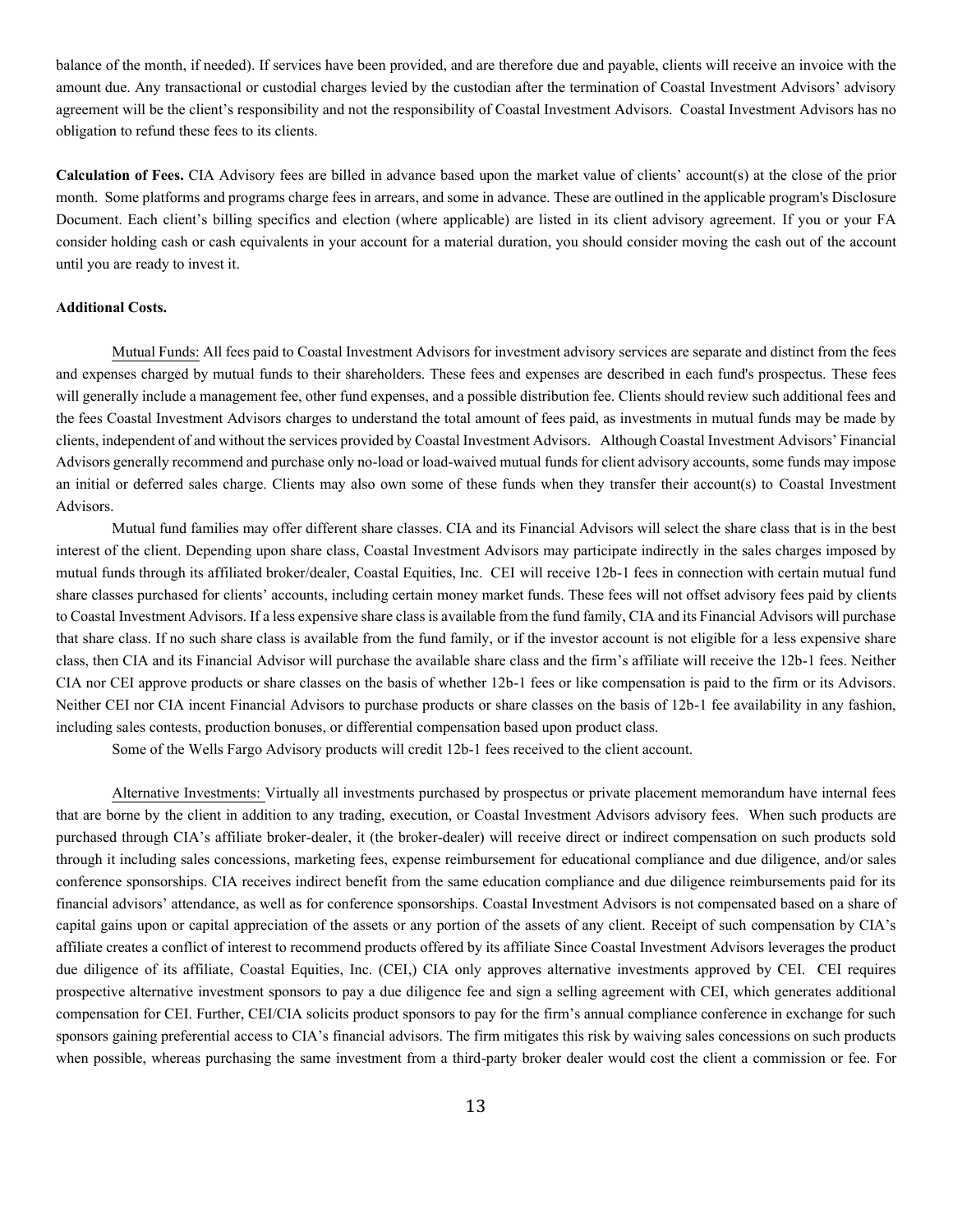balance of the month, if needed). If services have been provided, and are therefore due and payable, clients will receive an invoice with the amount due. Any transactional or custodial charges levied by the custodian after the termination of Coastal Investment Advisors' advisory agreement will be the client's responsibility and not the responsibility of Coastal Investment Advisors. Coastal Investment Advisors has no obligation to refund these fees to its clients.

**Calculation of Fees.** CIA Advisory fees are billed in advance based upon the market value of clients' account(s) at the close of the prior month. Some platforms and programs charge fees in arrears, and some in advance. These are outlined in the applicable program's Disclosure Document. Each client's billing specifics and election (where applicable) are listed in its client advisory agreement. If you or your FA consider holding cash or cash equivalents in your account for a material duration, you should consider moving the cash out of the account until you are ready to invest it.

**Additional Costs.**

Mutual Funds: All fees paid to Coastal Investment Advisors for investment advisory services are separate and distinct from the fees and expenses charged by mutual funds to their shareholders. These fees and expenses are described in each fund's prospectus. These fees will generally include a management fee, other fund expenses, and a possible distribution fee. Clients should review such additional fees and the fees Coastal Investment Advisors charges to understand the total amount of fees paid, as investments in mutual funds may be made by clients, independent of and without the services provided by Coastal Investment Advisors. Although Coastal Investment Advisors' Financial Advisors generally recommend and purchase only no-load or load-waived mutual funds for client advisory accounts, some funds may impose an initial or deferred sales charge. Clients may also own some of these funds when they transfer their account(s) to Coastal Investment Advisors.

Mutual fund families may offer different share classes. CIA and its Financial Advisors will select the share class that is in the best interest of the client. Depending upon share class, Coastal Investment Advisors may participate indirectly in the sales charges imposed by mutual funds through its affiliated broker/dealer, Coastal Equities, Inc. CEI will receive 12b-1 fees in connection with certain mutual fund share classes purchased for clients' accounts, including certain money market funds. These fees will not offset advisory fees paid by clients to Coastal Investment Advisors. If a less expensive share class is available from the fund family, CIA and its Financial Advisors will purchase that share class. If no such share class is available from the fund family, or if the investor account is not eligible for a less expensive share class, then CIA and its Financial Advisor will purchase the available share class and the firm's affiliate will receive the 12b-1 fees. Neither CIA nor CEI approve products or share classes on the basis of whether 12b-1 fees or like compensation is paid to the firm or its Advisors. Neither CEI nor CIA incent Financial Advisors to purchase products or share classes on the basis of 12b-1 fee availability in any fashion, including sales contests, production bonuses, or differential compensation based upon product class.

Some of the Wells Fargo Advisory products will credit 12b-1 fees received to the client account.

Alternative Investments: Virtually all investments purchased by prospectus or private placement memorandum have internal fees that are borne by the client in addition to any trading, execution, or Coastal Investment Advisors advisory fees. When such products are purchased through CIA's affiliate broker-dealer, it (the broker-dealer) will receive direct or indirect compensation on such products sold through it including sales concessions, marketing fees, expense reimbursement for educational compliance and due diligence, and/or sales conference sponsorships. CIA receives indirect benefit from the same education compliance and due diligence reimbursements paid for its financial advisors' attendance, as well as for conference sponsorships. Coastal Investment Advisors is not compensated based on a share of capital gains upon or capital appreciation of the assets or any portion of the assets of any client. Receipt of such compensation by CIA's affiliate creates a conflict of interest to recommend products offered by its affiliate Since Coastal Investment Advisors leverages the product due diligence of its affiliate, Coastal Equities, Inc. (CEI,) CIA only approves alternative investments approved by CEI. CEI requires prospective alternative investment sponsors to pay a due diligence fee and sign a selling agreement with CEI, which generates additional compensation for CEI. Further, CEI/CIA solicits product sponsors to pay for the firm's annual compliance conference in exchange for such sponsors gaining preferential access to CIA's financial advisors. The firm mitigates this risk by waiving sales concessions on such products when possible, whereas purchasing the same investment from a third-party broker dealer would cost the client a commission or fee. For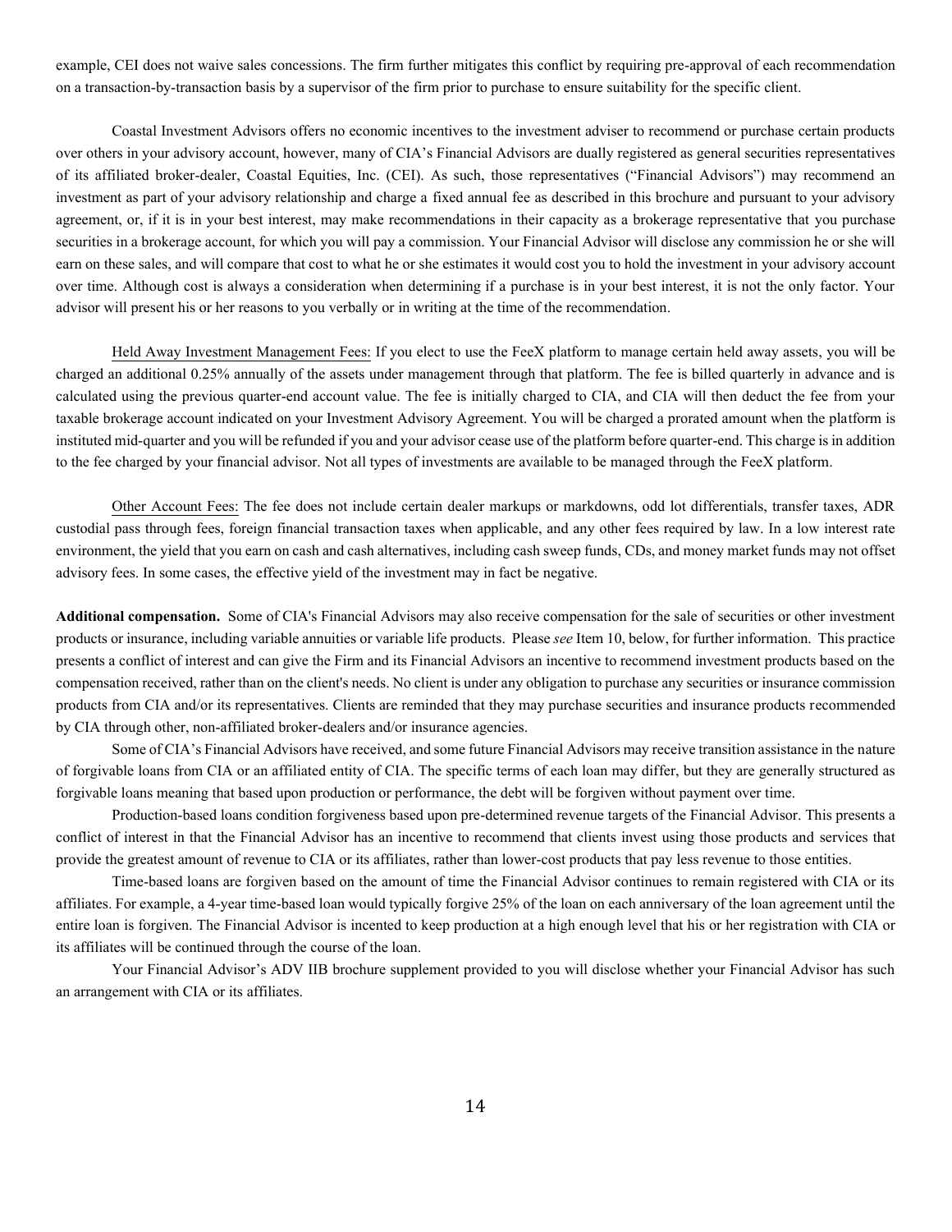example, CEI does not waive sales concessions. The firm further mitigates this conflict by requiring pre-approval of each recommendation on a transaction-by-transaction basis by a supervisor of the firm prior to purchase to ensure suitability for the specific client.

Coastal Investment Advisors offers no economic incentives to the investment adviser to recommend or purchase certain products over others in your advisory account, however, many of CIA's Financial Advisors are dually registered as general securities representatives of its affiliated broker-dealer, Coastal Equities, Inc. (CEI). As such, those representatives ("Financial Advisors") may recommend an investment as part of your advisory relationship and charge a fixed annual fee as described in this brochure and pursuant to your advisory agreement, or, if it is in your best interest, may make recommendations in their capacity as a brokerage representative that you purchase securities in a brokerage account, for which you will pay a commission. Your Financial Advisor will disclose any commission he or she will earn on these sales, and will compare that cost to what he or she estimates it would cost you to hold the investment in your advisory account over time. Although cost is always a consideration when determining if a purchase is in your best interest, it is not the only factor. Your advisor will present his or her reasons to you verbally or in writing at the time of the recommendation.

Held Away Investment Management Fees: If you elect to use the FeeX platform to manage certain held away assets, you will be charged an additional 0.25% annually of the assets under management through that platform. The fee is billed quarterly in advance and is calculated using the previous quarter-end account value. The fee is initially charged to CIA, and CIA will then deduct the fee from your taxable brokerage account indicated on your Investment Advisory Agreement. You will be charged a prorated amount when the platform is instituted mid-quarter and you will be refunded if you and your advisor cease use of the platform before quarter-end. This charge is in addition to the fee charged by your financial advisor. Not all types of investments are available to be managed through the FeeX platform.

Other Account Fees: The fee does not include certain dealer markups or markdowns, odd lot differentials, transfer taxes, ADR custodial pass through fees, foreign financial transaction taxes when applicable, and any other fees required by law. In a low interest rate environment, the yield that you earn on cash and cash alternatives, including cash sweep funds, CDs, and money market funds may not offset advisory fees. In some cases, the effective yield of the investment may in fact be negative.

**Additional compensation.** Some of CIA's Financial Advisors may also receive compensation for the sale of securities or other investment products or insurance, including variable annuities or variable life products. Please *see* Item 10, below, for further information. This practice presents a conflict of interest and can give the Firm and its Financial Advisors an incentive to recommend investment products based on the compensation received, rather than on the client's needs. No client is under any obligation to purchase any securities or insurance commission products from CIA and/or its representatives. Clients are reminded that they may purchase securities and insurance products recommended by CIA through other, non-affiliated broker-dealers and/or insurance agencies.

Some of CIA's Financial Advisors have received, and some future Financial Advisors may receive transition assistance in the nature of forgivable loans from CIA or an affiliated entity of CIA. The specific terms of each loan may differ, but they are generally structured as forgivable loans meaning that based upon production or performance, the debt will be forgiven without payment over time.

Production-based loans condition forgiveness based upon pre-determined revenue targets of the Financial Advisor. This presents a conflict of interest in that the Financial Advisor has an incentive to recommend that clients invest using those products and services that provide the greatest amount of revenue to CIA or its affiliates, rather than lower-cost products that pay less revenue to those entities.

Time-based loans are forgiven based on the amount of time the Financial Advisor continues to remain registered with CIA or its affiliates. For example, a 4-year time-based loan would typically forgive 25% of the loan on each anniversary of the loan agreement until the entire loan is forgiven. The Financial Advisor is incented to keep production at a high enough level that his or her registration with CIA or its affiliates will be continued through the course of the loan.

Your Financial Advisor's ADV IIB brochure supplement provided to you will disclose whether your Financial Advisor has such an arrangement with CIA or its affiliates.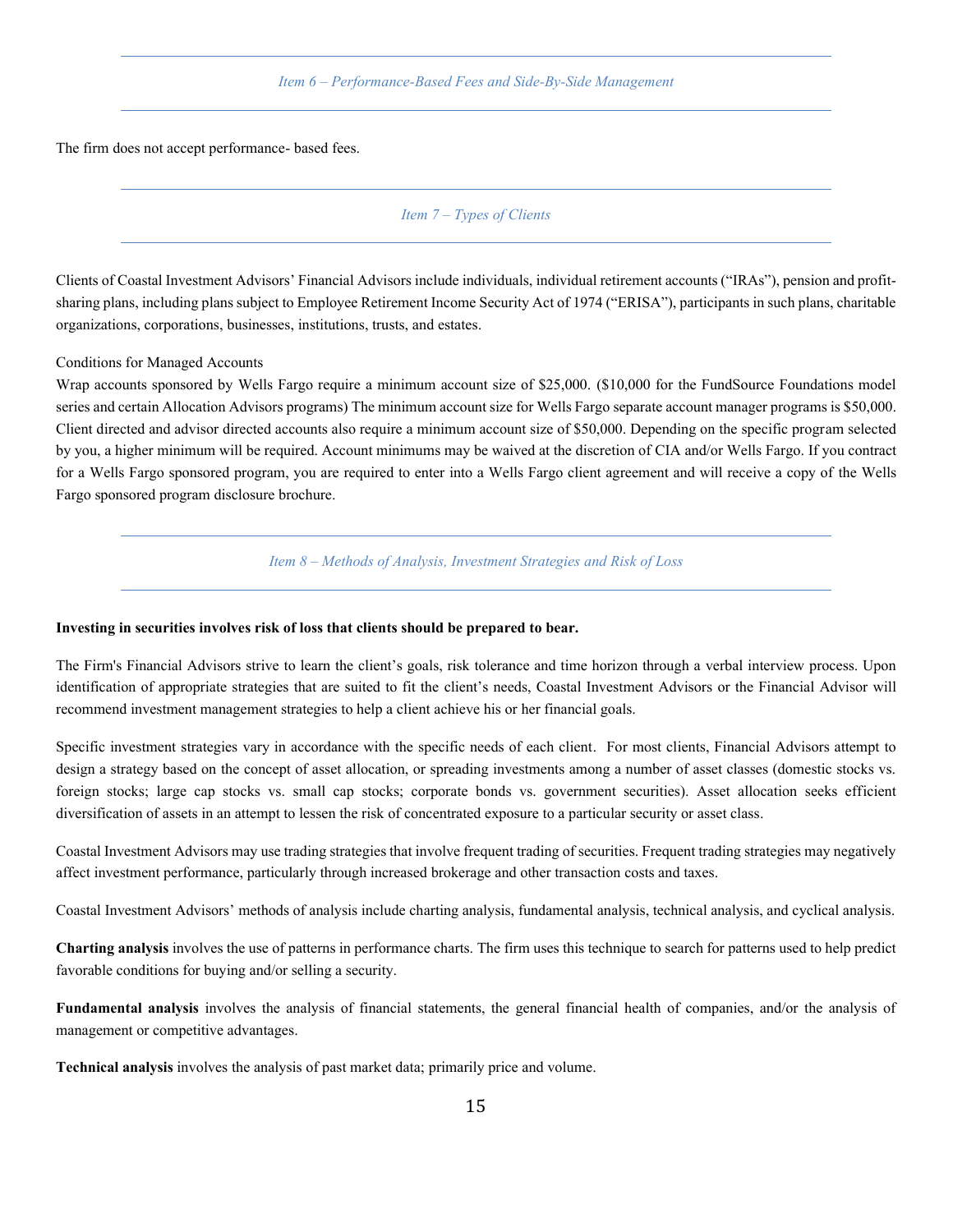## *Item 6 – Performance-Based Fees and Side-By-Side Management*

The firm does not accept performance- based fees.

## *Item 7 – Types of Clients*

Clients of Coastal Investment Advisors' Financial Advisors include individuals, individual retirement accounts ("IRAs"), pension and profit-sharing plans, including plans subject to Employee Retirement Income Security Act of 1974 ("ERISA"), participants in such plans, charitable organizations, corporations, businesses, institutions, trusts, and estates.

Conditions for Managed Accounts

Wrap accounts sponsored by Wells Fargo require a minimum account size of $25,000. ($10,000 for the FundSource Foundations model series and certain Allocation Advisors programs) The minimum account size for Wells Fargo separate account manager programs is $50,000. Client directed and advisor directed accounts also require a minimum account size of $50,000. Depending on the specific program selected by you, a higher minimum will be required. Account minimums may be waived at the discretion of CIA and/or Wells Fargo. If you contract for a Wells Fargo sponsored program, you are required to enter into a Wells Fargo client agreement and will receive a copy of the Wells Fargo sponsored program disclosure brochure.

## *Item 8 – Methods of Analysis, Investment Strategies and Risk of Loss*

**Investing in securities involves risk of loss that clients should be prepared to bear.**

The Firm's Financial Advisors strive to learn the client's goals, risk tolerance and time horizon through a verbal interview process. Upon identification of appropriate strategies that are suited to fit the client's needs, Coastal Investment Advisors or the Financial Advisor will recommend investment management strategies to help a client achieve his or her financial goals.

Specific investment strategies vary in accordance with the specific needs of each client. For most clients, Financial Advisors attempt to design a strategy based on the concept of asset allocation, or spreading investments among a number of asset classes (domestic stocks vs. foreign stocks; large cap stocks vs. small cap stocks; corporate bonds vs. government securities). Asset allocation seeks efficient diversification of assets in an attempt to lessen the risk of concentrated exposure to a particular security or asset class.

Coastal Investment Advisors may use trading strategies that involve frequent trading of securities. Frequent trading strategies may negatively affect investment performance, particularly through increased brokerage and other transaction costs and taxes.

Coastal Investment Advisors' methods of analysis include charting analysis, fundamental analysis, technical analysis, and cyclical analysis.

**Charting analysis** involves the use of patterns in performance charts. The firm uses this technique to search for patterns used to help predict favorable conditions for buying and/or selling a security.

**Fundamental analysis** involves the analysis of financial statements, the general financial health of companies, and/or the analysis of management or competitive advantages.

**Technical analysis** involves the analysis of past market data; primarily price and volume.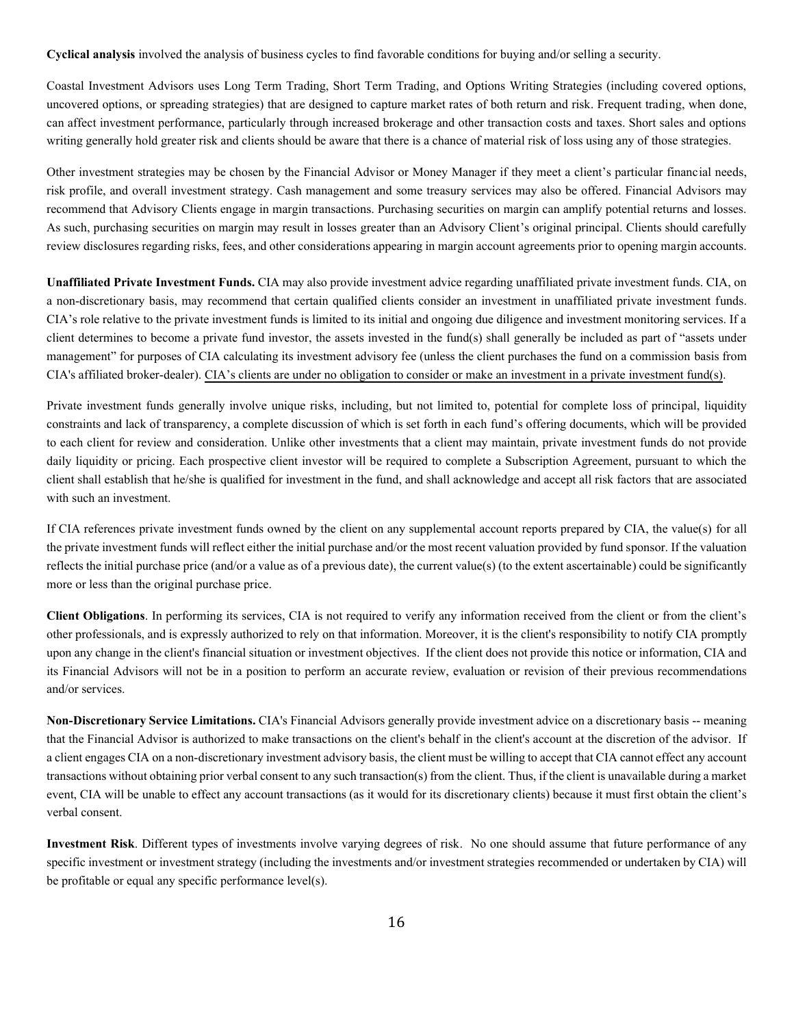**Cyclical analysis** involved the analysis of business cycles to find favorable conditions for buying and/or selling a security.

Coastal Investment Advisors uses Long Term Trading, Short Term Trading, and Options Writing Strategies (including covered options, uncovered options, or spreading strategies) that are designed to capture market rates of both return and risk. Frequent trading, when done, can affect investment performance, particularly through increased brokerage and other transaction costs and taxes. Short sales and options writing generally hold greater risk and clients should be aware that there is a chance of material risk of loss using any of those strategies.

Other investment strategies may be chosen by the Financial Advisor or Money Manager if they meet a client's particular financial needs, risk profile, and overall investment strategy. Cash management and some treasury services may also be offered. Financial Advisors may recommend that Advisory Clients engage in margin transactions. Purchasing securities on margin can amplify potential returns and losses. As such, purchasing securities on margin may result in losses greater than an Advisory Client's original principal. Clients should carefully review disclosures regarding risks, fees, and other considerations appearing in margin account agreements prior to opening margin accounts.

**Unaffiliated Private Investment Funds.** CIA may also provide investment advice regarding unaffiliated private investment funds. CIA, on a non-discretionary basis, may recommend that certain qualified clients consider an investment in unaffiliated private investment funds. CIA's role relative to the private investment funds is limited to its initial and ongoing due diligence and investment monitoring services. If a client determines to become a private fund investor, the assets invested in the fund(s) shall generally be included as part of "assets under management" for purposes of CIA calculating its investment advisory fee (unless the client purchases the fund on a commission basis from CIA's affiliated broker-dealer). <u>CIA's clients are under no obligation to consider or make an investment in a private investment fund(s)</u>.

Private investment funds generally involve unique risks, including, but not limited to, potential for complete loss of principal, liquidity constraints and lack of transparency, a complete discussion of which is set forth in each fund's offering documents, which will be provided to each client for review and consideration. Unlike other investments that a client may maintain, private investment funds do not provide daily liquidity or pricing. Each prospective client investor will be required to complete a Subscription Agreement, pursuant to which the client shall establish that he/she is qualified for investment in the fund, and shall acknowledge and accept all risk factors that are associated with such an investment.

If CIA references private investment funds owned by the client on any supplemental account reports prepared by CIA, the value(s) for all the private investment funds will reflect either the initial purchase and/or the most recent valuation provided by fund sponsor. If the valuation reflects the initial purchase price (and/or a value as of a previous date), the current value(s) (to the extent ascertainable) could be significantly more or less than the original purchase price.

**Client Obligations**. In performing its services, CIA is not required to verify any information received from the client or from the client's other professionals, and is expressly authorized to rely on that information. Moreover, it is the client's responsibility to notify CIA promptly upon any change in the client's financial situation or investment objectives. If the client does not provide this notice or information, CIA and its Financial Advisors will not be in a position to perform an accurate review, evaluation or revision of their previous recommendations and/or services.

**Non-Discretionary Service Limitations.** CIA's Financial Advisors generally provide investment advice on a discretionary basis -- meaning that the Financial Advisor is authorized to make transactions on the client's behalf in the client's account at the discretion of the advisor. If a client engages CIA on a non-discretionary investment advisory basis, the client must be willing to accept that CIA cannot effect any account transactions without obtaining prior verbal consent to any such transaction(s) from the client. Thus, if the client is unavailable during a market event, CIA will be unable to effect any account transactions (as it would for its discretionary clients) because it must first obtain the client's verbal consent.

**Investment Risk**. Different types of investments involve varying degrees of risk. No one should assume that future performance of any specific investment or investment strategy (including the investments and/or investment strategies recommended or undertaken by CIA) will be profitable or equal any specific performance level(s).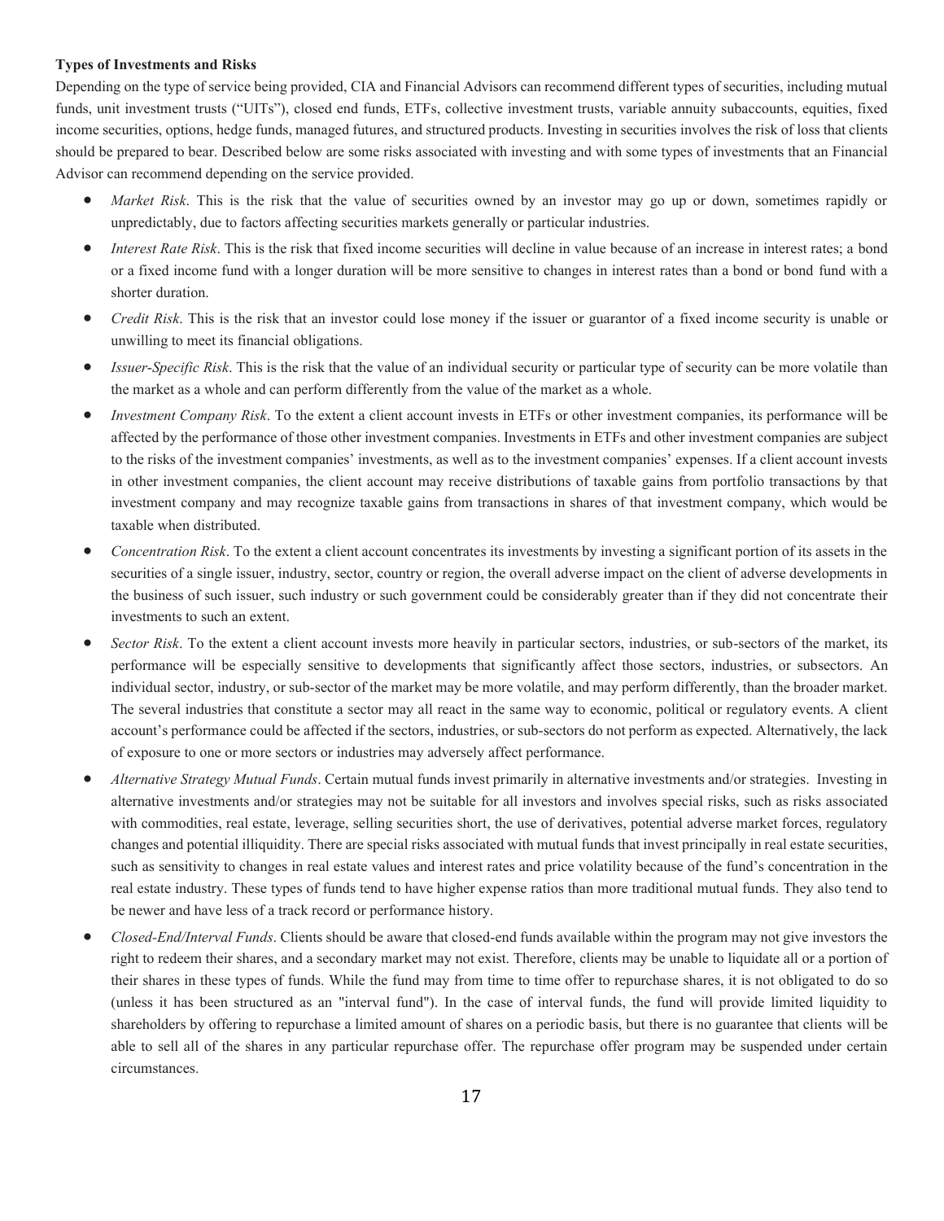**Types of Investments and Risks**

Depending on the type of service being provided, CIA and Financial Advisors can recommend different types of securities, including mutual funds, unit investment trusts ("UITs"), closed end funds, ETFs, collective investment trusts, variable annuity subaccounts, equities, fixed income securities, options, hedge funds, managed futures, and structured products. Investing in securities involves the risk of loss that clients should be prepared to bear. Described below are some risks associated with investing and with some types of investments that an Financial Advisor can recommend depending on the service provided.

- *Market Risk*. This is the risk that the value of securities owned by an investor may go up or down, sometimes rapidly or unpredictably, due to factors affecting securities markets generally or particular industries.
- *Interest Rate Risk*. This is the risk that fixed income securities will decline in value because of an increase in interest rates; a bond or a fixed income fund with a longer duration will be more sensitive to changes in interest rates than a bond or bond fund with a shorter duration.
- *Credit Risk*. This is the risk that an investor could lose money if the issuer or guarantor of a fixed income security is unable or unwilling to meet its financial obligations.
- *Issuer-Specific Risk*. This is the risk that the value of an individual security or particular type of security can be more volatile than the market as a whole and can perform differently from the value of the market as a whole.
- *Investment Company Risk*. To the extent a client account invests in ETFs or other investment companies, its performance will be affected by the performance of those other investment companies. Investments in ETFs and other investment companies are subject to the risks of the investment companies' investments, as well as to the investment companies' expenses. If a client account invests in other investment companies, the client account may receive distributions of taxable gains from portfolio transactions by that investment company and may recognize taxable gains from transactions in shares of that investment company, which would be taxable when distributed.
- *Concentration Risk*. To the extent a client account concentrates its investments by investing a significant portion of its assets in the securities of a single issuer, industry, sector, country or region, the overall adverse impact on the client of adverse developments in the business of such issuer, such industry or such government could be considerably greater than if they did not concentrate their investments to such an extent.
- *Sector Risk*. To the extent a client account invests more heavily in particular sectors, industries, or sub-sectors of the market, its performance will be especially sensitive to developments that significantly affect those sectors, industries, or subsectors. An individual sector, industry, or sub-sector of the market may be more volatile, and may perform differently, than the broader market. The several industries that constitute a sector may all react in the same way to economic, political or regulatory events. A client account's performance could be affected if the sectors, industries, or sub-sectors do not perform as expected. Alternatively, the lack of exposure to one or more sectors or industries may adversely affect performance.
- *Alternative Strategy Mutual Funds*. Certain mutual funds invest primarily in alternative investments and/or strategies. Investing in alternative investments and/or strategies may not be suitable for all investors and involves special risks, such as risks associated with commodities, real estate, leverage, selling securities short, the use of derivatives, potential adverse market forces, regulatory changes and potential illiquidity. There are special risks associated with mutual funds that invest principally in real estate securities, such as sensitivity to changes in real estate values and interest rates and price volatility because of the fund's concentration in the real estate industry. These types of funds tend to have higher expense ratios than more traditional mutual funds. They also tend to be newer and have less of a track record or performance history.
- *Closed-End/Interval Funds*. Clients should be aware that closed-end funds available within the program may not give investors the right to redeem their shares, and a secondary market may not exist. Therefore, clients may be unable to liquidate all or a portion of their shares in these types of funds. While the fund may from time to time offer to repurchase shares, it is not obligated to do so (unless it has been structured as an "interval fund"). In the case of interval funds, the fund will provide limited liquidity to shareholders by offering to repurchase a limited amount of shares on a periodic basis, but there is no guarantee that clients will be able to sell all of the shares in any particular repurchase offer. The repurchase offer program may be suspended under certain circumstances.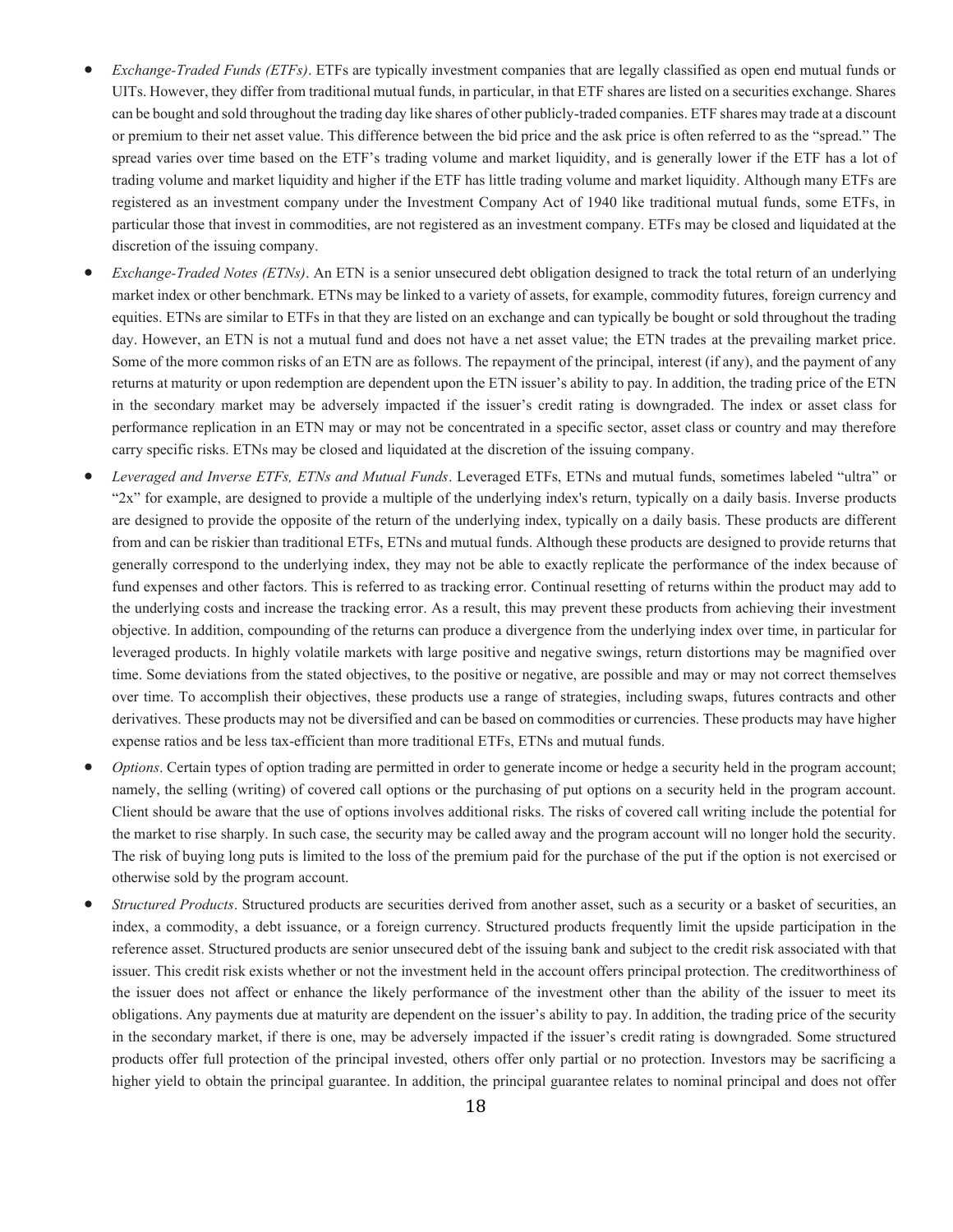- *Exchange-Traded Funds (ETFs)*. ETFs are typically investment companies that are legally classified as open end mutual funds or UITs. However, they differ from traditional mutual funds, in particular, in that ETF shares are listed on a securities exchange. Shares can be bought and sold throughout the trading day like shares of other publicly-traded companies. ETF shares may trade at a discount or premium to their net asset value. This difference between the bid price and the ask price is often referred to as the "spread." The spread varies over time based on the ETF's trading volume and market liquidity, and is generally lower if the ETF has a lot of trading volume and market liquidity and higher if the ETF has little trading volume and market liquidity. Although many ETFs are registered as an investment company under the Investment Company Act of 1940 like traditional mutual funds, some ETFs, in particular those that invest in commodities, are not registered as an investment company. ETFs may be closed and liquidated at the discretion of the issuing company.
- *Exchange-Traded Notes (ETNs)*. An ETN is a senior unsecured debt obligation designed to track the total return of an underlying market index or other benchmark. ETNs may be linked to a variety of assets, for example, commodity futures, foreign currency and equities. ETNs are similar to ETFs in that they are listed on an exchange and can typically be bought or sold throughout the trading day. However, an ETN is not a mutual fund and does not have a net asset value; the ETN trades at the prevailing market price. Some of the more common risks of an ETN are as follows. The repayment of the principal, interest (if any), and the payment of any returns at maturity or upon redemption are dependent upon the ETN issuer's ability to pay. In addition, the trading price of the ETN in the secondary market may be adversely impacted if the issuer's credit rating is downgraded. The index or asset class for performance replication in an ETN may or may not be concentrated in a specific sector, asset class or country and may therefore carry specific risks. ETNs may be closed and liquidated at the discretion of the issuing company.
- *Leveraged and Inverse ETFs, ETNs and Mutual Funds*. Leveraged ETFs, ETNs and mutual funds, sometimes labeled "ultra" or "2x" for example, are designed to provide a multiple of the underlying index's return, typically on a daily basis. Inverse products are designed to provide the opposite of the return of the underlying index, typically on a daily basis. These products are different from and can be riskier than traditional ETFs, ETNs and mutual funds. Although these products are designed to provide returns that generally correspond to the underlying index, they may not be able to exactly replicate the performance of the index because of fund expenses and other factors. This is referred to as tracking error. Continual resetting of returns within the product may add to the underlying costs and increase the tracking error. As a result, this may prevent these products from achieving their investment objective. In addition, compounding of the returns can produce a divergence from the underlying index over time, in particular for leveraged products. In highly volatile markets with large positive and negative swings, return distortions may be magnified over time. Some deviations from the stated objectives, to the positive or negative, are possible and may or may not correct themselves over time. To accomplish their objectives, these products use a range of strategies, including swaps, futures contracts and other derivatives. These products may not be diversified and can be based on commodities or currencies. These products may have higher expense ratios and be less tax-efficient than more traditional ETFs, ETNs and mutual funds.
- *Options*. Certain types of option trading are permitted in order to generate income or hedge a security held in the program account; namely, the selling (writing) of covered call options or the purchasing of put options on a security held in the program account. Client should be aware that the use of options involves additional risks. The risks of covered call writing include the potential for the market to rise sharply. In such case, the security may be called away and the program account will no longer hold the security. The risk of buying long puts is limited to the loss of the premium paid for the purchase of the put if the option is not exercised or otherwise sold by the program account.
- *Structured Products*. Structured products are securities derived from another asset, such as a security or a basket of securities, an index, a commodity, a debt issuance, or a foreign currency. Structured products frequently limit the upside participation in the reference asset. Structured products are senior unsecured debt of the issuing bank and subject to the credit risk associated with that issuer. This credit risk exists whether or not the investment held in the account offers principal protection. The creditworthiness of the issuer does not affect or enhance the likely performance of the investment other than the ability of the issuer to meet its obligations. Any payments due at maturity are dependent on the issuer's ability to pay. In addition, the trading price of the security in the secondary market, if there is one, may be adversely impacted if the issuer's credit rating is downgraded. Some structured products offer full protection of the principal invested, others offer only partial or no protection. Investors may be sacrificing a higher yield to obtain the principal guarantee. In addition, the principal guarantee relates to nominal principal and does not offer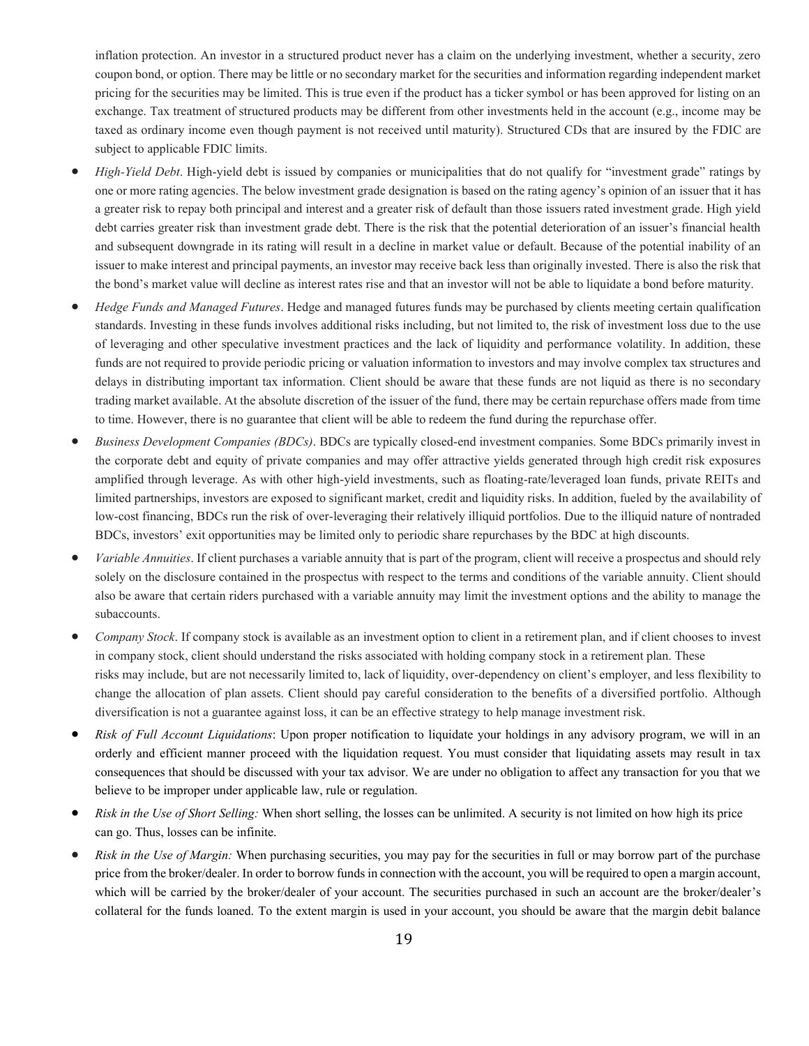inflation protection. An investor in a structured product never has a claim on the underlying investment, whether a security, zero coupon bond, or option. There may be little or no secondary market for the securities and information regarding independent market pricing for the securities may be limited. This is true even if the product has a ticker symbol or has been approved for listing on an exchange. Tax treatment of structured products may be different from other investments held in the account (e.g., income may be taxed as ordinary income even though payment is not received until maturity). Structured CDs that are insured by the FDIC are subject to applicable FDIC limits.

- *High-Yield Debt*. High-yield debt is issued by companies or municipalities that do not qualify for "investment grade" ratings by one or more rating agencies. The below investment grade designation is based on the rating agency's opinion of an issuer that it has a greater risk to repay both principal and interest and a greater risk of default than those issuers rated investment grade. High yield debt carries greater risk than investment grade debt. There is the risk that the potential deterioration of an issuer's financial health and subsequent downgrade in its rating will result in a decline in market value or default. Because of the potential inability of an issuer to make interest and principal payments, an investor may receive back less than originally invested. There is also the risk that the bond's market value will decline as interest rates rise and that an investor will not be able to liquidate a bond before maturity.
- *Hedge Funds and Managed Futures*. Hedge and managed futures funds may be purchased by clients meeting certain qualification standards. Investing in these funds involves additional risks including, but not limited to, the risk of investment loss due to the use of leveraging and other speculative investment practices and the lack of liquidity and performance volatility. In addition, these funds are not required to provide periodic pricing or valuation information to investors and may involve complex tax structures and delays in distributing important tax information. Client should be aware that these funds are not liquid as there is no secondary trading market available. At the absolute discretion of the issuer of the fund, there may be certain repurchase offers made from time to time. However, there is no guarantee that client will be able to redeem the fund during the repurchase offer.
- *Business Development Companies (BDCs)*. BDCs are typically closed-end investment companies. Some BDCs primarily invest in the corporate debt and equity of private companies and may offer attractive yields generated through high credit risk exposures amplified through leverage. As with other high-yield investments, such as floating-rate/leveraged loan funds, private REITs and limited partnerships, investors are exposed to significant market, credit and liquidity risks. In addition, fueled by the availability of low-cost financing, BDCs run the risk of over-leveraging their relatively illiquid portfolios. Due to the illiquid nature of nontraded BDCs, investors' exit opportunities may be limited only to periodic share repurchases by the BDC at high discounts.
- *Variable Annuities*. If client purchases a variable annuity that is part of the program, client will receive a prospectus and should rely solely on the disclosure contained in the prospectus with respect to the terms and conditions of the variable annuity. Client should also be aware that certain riders purchased with a variable annuity may limit the investment options and the ability to manage the subaccounts.
- *Company Stock*. If company stock is available as an investment option to client in a retirement plan, and if client chooses to invest in company stock, client should understand the risks associated with holding company stock in a retirement plan. These risks may include, but are not necessarily limited to, lack of liquidity, over-dependency on client's employer, and less flexibility to change the allocation of plan assets. Client should pay careful consideration to the benefits of a diversified portfolio. Although diversification is not a guarantee against loss, it can be an effective strategy to help manage investment risk.
- *Risk of Full Account Liquidations*: Upon proper notification to liquidate your holdings in any advisory program, we will in an orderly and efficient manner proceed with the liquidation request. You must consider that liquidating assets may result in tax consequences that should be discussed with your tax advisor. We are under no obligation to affect any transaction for you that we believe to be improper under applicable law, rule or regulation.
- *Risk in the Use of Short Selling:* When short selling, the losses can be unlimited. A security is not limited on how high its price can go. Thus, losses can be infinite.
- *Risk in the Use of Margin:* When purchasing securities, you may pay for the securities in full or may borrow part of the purchase price from the broker/dealer. In order to borrow funds in connection with the account, you will be required to open a margin account, which will be carried by the broker/dealer of your account. The securities purchased in such an account are the broker/dealer's collateral for the funds loaned. To the extent margin is used in your account, you should be aware that the margin debit balance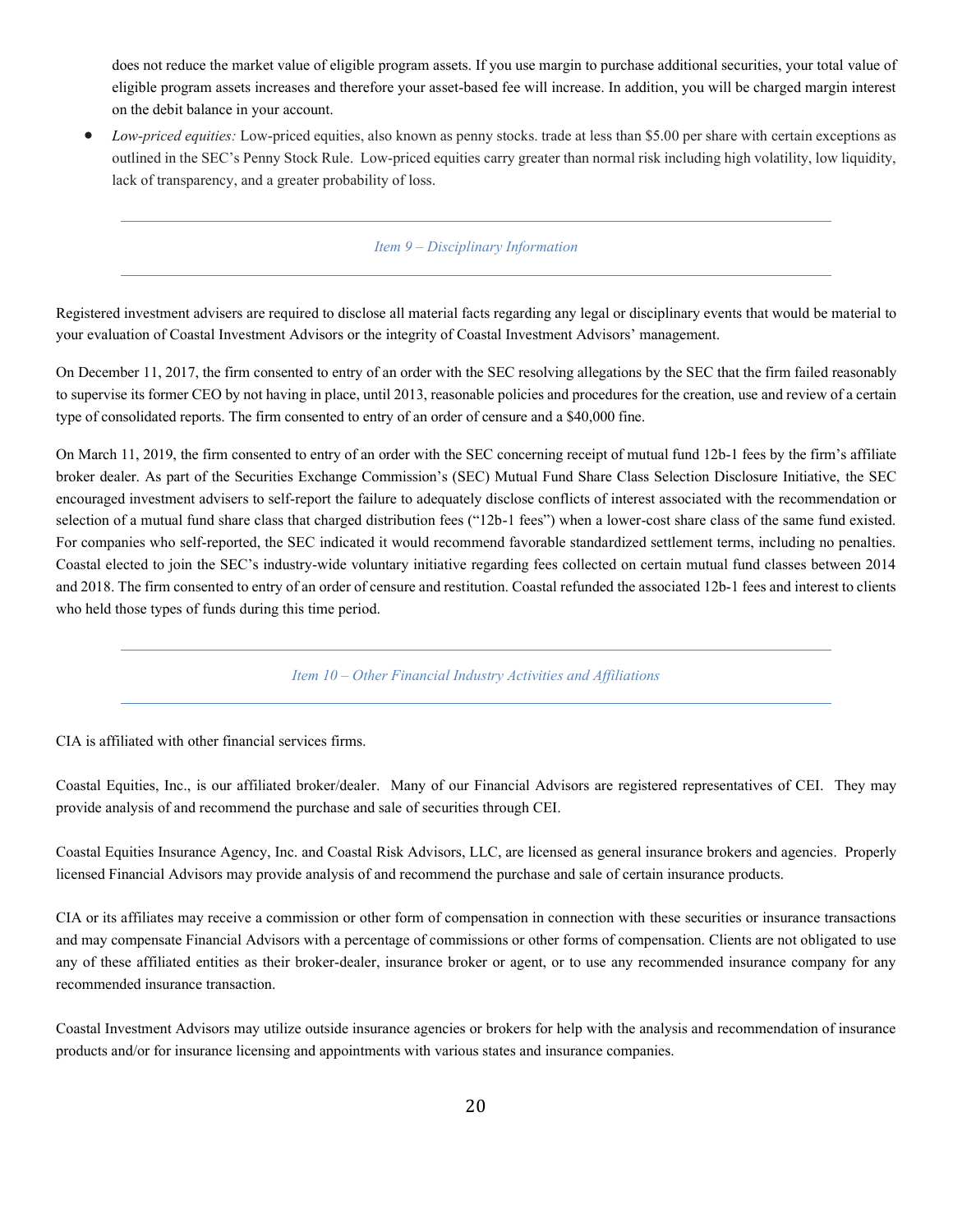does not reduce the market value of eligible program assets. If you use margin to purchase additional securities, your total value of eligible program assets increases and therefore your asset-based fee will increase. In addition, you will be charged margin interest on the debit balance in your account.

- *Low-priced equities:* Low-priced equities, also known as penny stocks. trade at less than $5.00 per share with certain exceptions as outlined in the SEC's Penny Stock Rule. Low-priced equities carry greater than normal risk including high volatility, low liquidity, lack of transparency, and a greater probability of loss.

## *Item 9 – Disciplinary Information*

Registered investment advisers are required to disclose all material facts regarding any legal or disciplinary events that would be material to your evaluation of Coastal Investment Advisors or the integrity of Coastal Investment Advisors' management.

On December 11, 2017, the firm consented to entry of an order with the SEC resolving allegations by the SEC that the firm failed reasonably to supervise its former CEO by not having in place, until 2013, reasonable policies and procedures for the creation, use and review of a certain type of consolidated reports. The firm consented to entry of an order of censure and a $40,000 fine.

On March 11, 2019, the firm consented to entry of an order with the SEC concerning receipt of mutual fund 12b-1 fees by the firm's affiliate broker dealer. As part of the Securities Exchange Commission's (SEC) Mutual Fund Share Class Selection Disclosure Initiative, the SEC encouraged investment advisers to self-report the failure to adequately disclose conflicts of interest associated with the recommendation or selection of a mutual fund share class that charged distribution fees ("12b-1 fees") when a lower-cost share class of the same fund existed. For companies who self-reported, the SEC indicated it would recommend favorable standardized settlement terms, including no penalties. Coastal elected to join the SEC's industry-wide voluntary initiative regarding fees collected on certain mutual fund classes between 2014 and 2018. The firm consented to entry of an order of censure and restitution. Coastal refunded the associated 12b-1 fees and interest to clients who held those types of funds during this time period.

## *Item 10 – Other Financial Industry Activities and Affiliations*

CIA is affiliated with other financial services firms.

Coastal Equities, Inc., is our affiliated broker/dealer. Many of our Financial Advisors are registered representatives of CEI. They may provide analysis of and recommend the purchase and sale of securities through CEI.

Coastal Equities Insurance Agency, Inc. and Coastal Risk Advisors, LLC, are licensed as general insurance brokers and agencies. Properly licensed Financial Advisors may provide analysis of and recommend the purchase and sale of certain insurance products.

CIA or its affiliates may receive a commission or other form of compensation in connection with these securities or insurance transactions and may compensate Financial Advisors with a percentage of commissions or other forms of compensation. Clients are not obligated to use any of these affiliated entities as their broker-dealer, insurance broker or agent, or to use any recommended insurance company for any recommended insurance transaction.

Coastal Investment Advisors may utilize outside insurance agencies or brokers for help with the analysis and recommendation of insurance products and/or for insurance licensing and appointments with various states and insurance companies.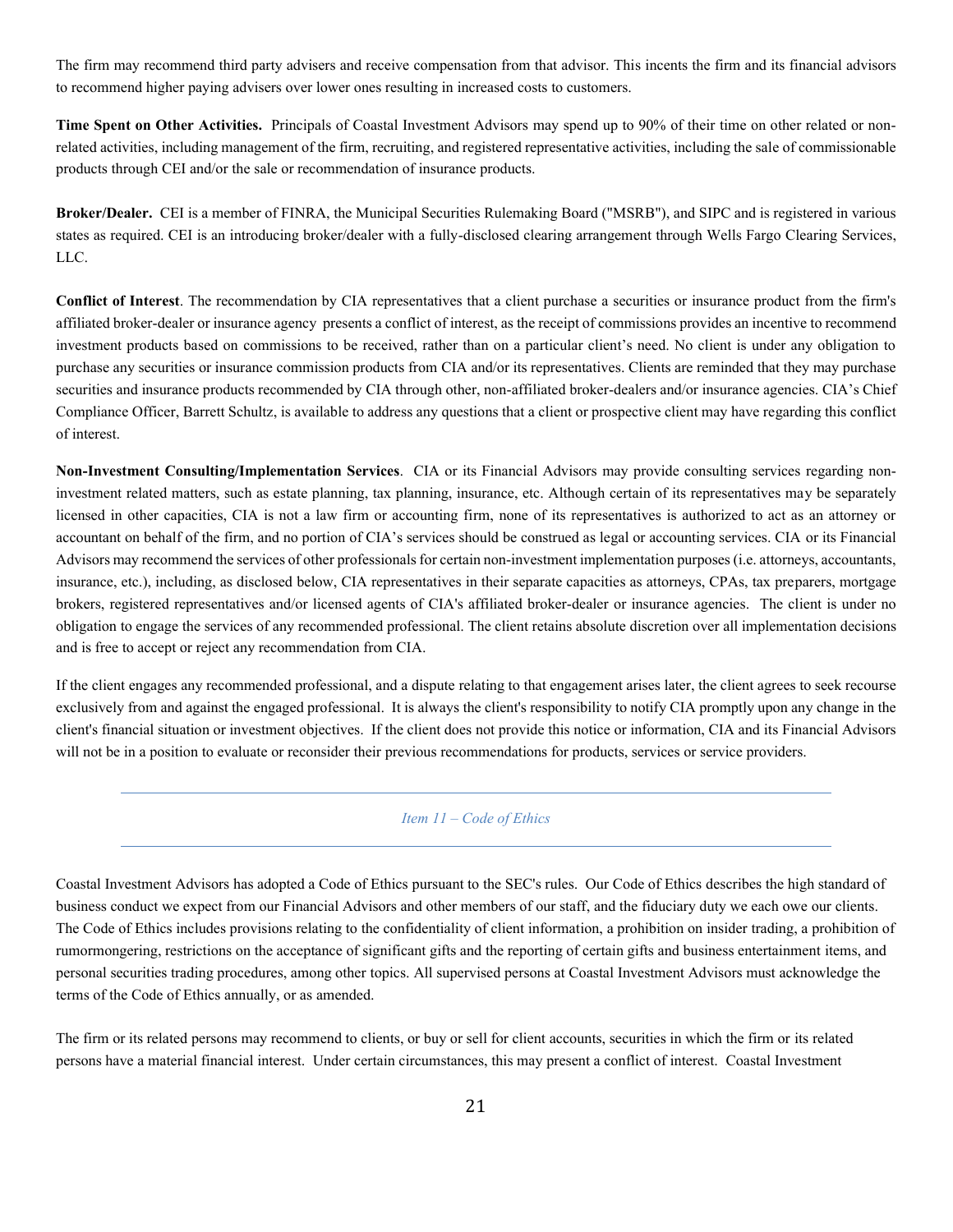The firm may recommend third party advisers and receive compensation from that advisor. This incents the firm and its financial advisors to recommend higher paying advisers over lower ones resulting in increased costs to customers.

**Time Spent on Other Activities.** Principals of Coastal Investment Advisors may spend up to 90% of their time on other related or non-related activities, including management of the firm, recruiting, and registered representative activities, including the sale of commissionable products through CEI and/or the sale or recommendation of insurance products.

**Broker/Dealer.** CEI is a member of FINRA, the Municipal Securities Rulemaking Board ("MSRB"), and SIPC and is registered in various states as required. CEI is an introducing broker/dealer with a fully-disclosed clearing arrangement through Wells Fargo Clearing Services, LLC.

**Conflict of Interest**. The recommendation by CIA representatives that a client purchase a securities or insurance product from the firm's affiliated broker-dealer or insurance agency presents a conflict of interest, as the receipt of commissions provides an incentive to recommend investment products based on commissions to be received, rather than on a particular client's need. No client is under any obligation to purchase any securities or insurance commission products from CIA and/or its representatives. Clients are reminded that they may purchase securities and insurance products recommended by CIA through other, non-affiliated broker-dealers and/or insurance agencies. CIA's Chief Compliance Officer, Barrett Schultz, is available to address any questions that a client or prospective client may have regarding this conflict of interest.

**Non-Investment Consulting/Implementation Services**. CIA or its Financial Advisors may provide consulting services regarding non-investment related matters, such as estate planning, tax planning, insurance, etc. Although certain of its representatives may be separately licensed in other capacities, CIA is not a law firm or accounting firm, none of its representatives is authorized to act as an attorney or accountant on behalf of the firm, and no portion of CIA's services should be construed as legal or accounting services. CIA or its Financial Advisors may recommend the services of other professionals for certain non-investment implementation purposes (i.e. attorneys, accountants, insurance, etc.), including, as disclosed below, CIA representatives in their separate capacities as attorneys, CPAs, tax preparers, mortgage brokers, registered representatives and/or licensed agents of CIA's affiliated broker-dealer or insurance agencies. The client is under no obligation to engage the services of any recommended professional. The client retains absolute discretion over all implementation decisions and is free to accept or reject any recommendation from CIA.

If the client engages any recommended professional, and a dispute relating to that engagement arises later, the client agrees to seek recourse exclusively from and against the engaged professional. It is always the client's responsibility to notify CIA promptly upon any change in the client's financial situation or investment objectives. If the client does not provide this notice or information, CIA and its Financial Advisors will not be in a position to evaluate or reconsider their previous recommendations for products, services or service providers.

## *Item 11 – Code of Ethics*

Coastal Investment Advisors has adopted a Code of Ethics pursuant to the SEC's rules. Our Code of Ethics describes the high standard of business conduct we expect from our Financial Advisors and other members of our staff, and the fiduciary duty we each owe our clients. The Code of Ethics includes provisions relating to the confidentiality of client information, a prohibition on insider trading, a prohibition of rumormongering, restrictions on the acceptance of significant gifts and the reporting of certain gifts and business entertainment items, and personal securities trading procedures, among other topics. All supervised persons at Coastal Investment Advisors must acknowledge the terms of the Code of Ethics annually, or as amended.

The firm or its related persons may recommend to clients, or buy or sell for client accounts, securities in which the firm or its related persons have a material financial interest. Under certain circumstances, this may present a conflict of interest. Coastal Investment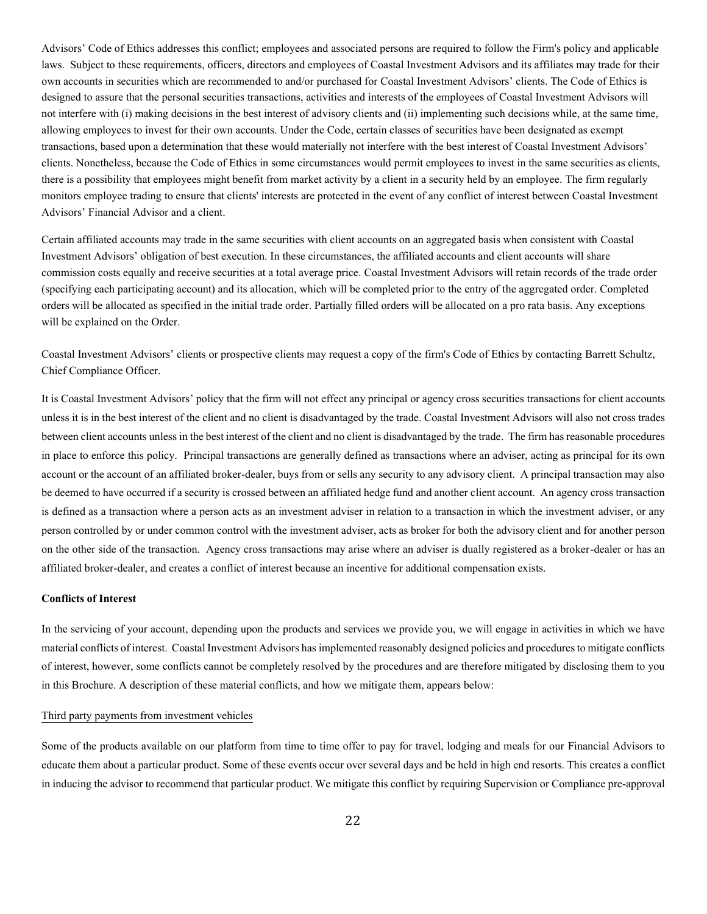Advisors' Code of Ethics addresses this conflict; employees and associated persons are required to follow the Firm's policy and applicable laws. Subject to these requirements, officers, directors and employees of Coastal Investment Advisors and its affiliates may trade for their own accounts in securities which are recommended to and/or purchased for Coastal Investment Advisors' clients. The Code of Ethics is designed to assure that the personal securities transactions, activities and interests of the employees of Coastal Investment Advisors will not interfere with (i) making decisions in the best interest of advisory clients and (ii) implementing such decisions while, at the same time, allowing employees to invest for their own accounts. Under the Code, certain classes of securities have been designated as exempt transactions, based upon a determination that these would materially not interfere with the best interest of Coastal Investment Advisors' clients. Nonetheless, because the Code of Ethics in some circumstances would permit employees to invest in the same securities as clients, there is a possibility that employees might benefit from market activity by a client in a security held by an employee. The firm regularly monitors employee trading to ensure that clients' interests are protected in the event of any conflict of interest between Coastal Investment Advisors' Financial Advisor and a client.

Certain affiliated accounts may trade in the same securities with client accounts on an aggregated basis when consistent with Coastal Investment Advisors' obligation of best execution. In these circumstances, the affiliated accounts and client accounts will share commission costs equally and receive securities at a total average price. Coastal Investment Advisors will retain records of the trade order (specifying each participating account) and its allocation, which will be completed prior to the entry of the aggregated order. Completed orders will be allocated as specified in the initial trade order. Partially filled orders will be allocated on a pro rata basis. Any exceptions will be explained on the Order.

Coastal Investment Advisors' clients or prospective clients may request a copy of the firm's Code of Ethics by contacting Barrett Schultz, Chief Compliance Officer.

It is Coastal Investment Advisors' policy that the firm will not effect any principal or agency cross securities transactions for client accounts unless it is in the best interest of the client and no client is disadvantaged by the trade. Coastal Investment Advisors will also not cross trades between client accounts unless in the best interest of the client and no client is disadvantaged by the trade. The firm has reasonable procedures in place to enforce this policy. Principal transactions are generally defined as transactions where an adviser, acting as principal for its own account or the account of an affiliated broker-dealer, buys from or sells any security to any advisory client. A principal transaction may also be deemed to have occurred if a security is crossed between an affiliated hedge fund and another client account. An agency cross transaction is defined as a transaction where a person acts as an investment adviser in relation to a transaction in which the investment adviser, or any person controlled by or under common control with the investment adviser, acts as broker for both the advisory client and for another person on the other side of the transaction. Agency cross transactions may arise where an adviser is dually registered as a broker-dealer or has an affiliated broker-dealer, and creates a conflict of interest because an incentive for additional compensation exists.

**Conflicts of Interest**

In the servicing of your account, depending upon the products and services we provide you, we will engage in activities in which we have material conflicts of interest. Coastal Investment Advisors has implemented reasonably designed policies and procedures to mitigate conflicts of interest, however, some conflicts cannot be completely resolved by the procedures and are therefore mitigated by disclosing them to you in this Brochure. A description of these material conflicts, and how we mitigate them, appears below:

Third party payments from investment vehicles

Some of the products available on our platform from time to time offer to pay for travel, lodging and meals for our Financial Advisors to educate them about a particular product. Some of these events occur over several days and be held in high end resorts. This creates a conflict in inducing the advisor to recommend that particular product. We mitigate this conflict by requiring Supervision or Compliance pre-approval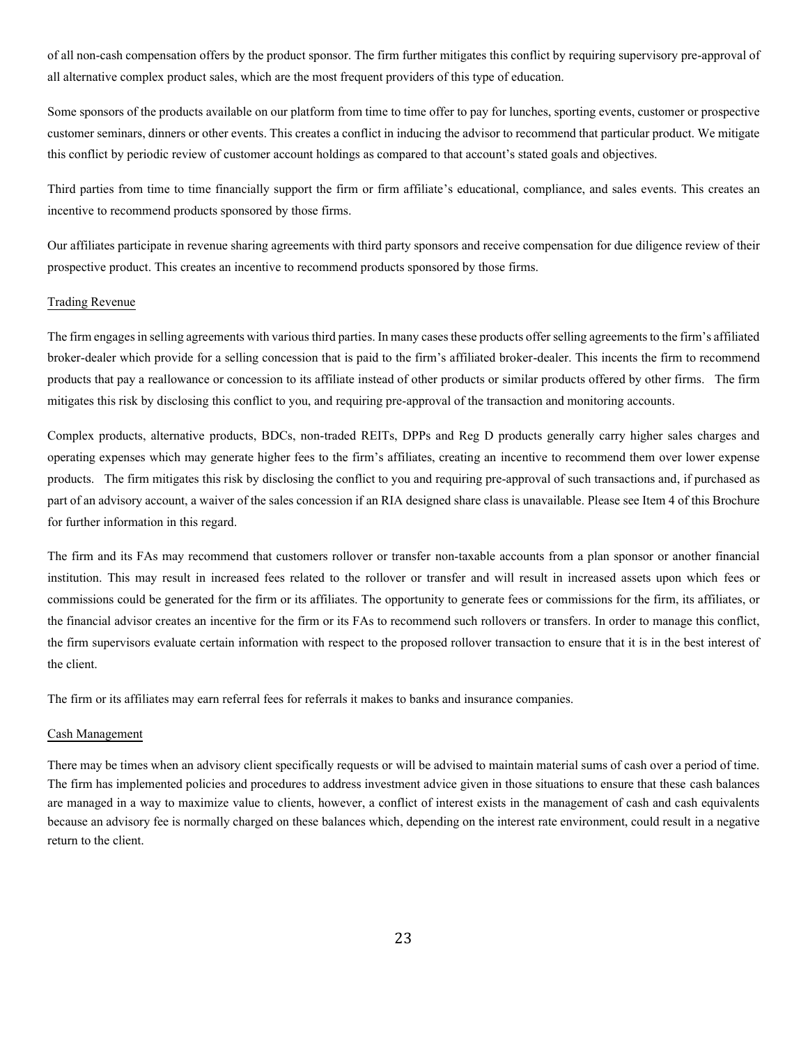of all non-cash compensation offers by the product sponsor. The firm further mitigates this conflict by requiring supervisory pre-approval of all alternative complex product sales, which are the most frequent providers of this type of education.

Some sponsors of the products available on our platform from time to time offer to pay for lunches, sporting events, customer or prospective customer seminars, dinners or other events. This creates a conflict in inducing the advisor to recommend that particular product. We mitigate this conflict by periodic review of customer account holdings as compared to that account's stated goals and objectives.

Third parties from time to time financially support the firm or firm affiliate's educational, compliance, and sales events. This creates an incentive to recommend products sponsored by those firms.

Our affiliates participate in revenue sharing agreements with third party sponsors and receive compensation for due diligence review of their prospective product. This creates an incentive to recommend products sponsored by those firms.

Trading Revenue

The firm engages in selling agreements with various third parties. In many cases these products offer selling agreements to the firm's affiliated broker-dealer which provide for a selling concession that is paid to the firm's affiliated broker-dealer. This incents the firm to recommend products that pay a reallowance or concession to its affiliate instead of other products or similar products offered by other firms. The firm mitigates this risk by disclosing this conflict to you, and requiring pre-approval of the transaction and monitoring accounts.

Complex products, alternative products, BDCs, non-traded REITs, DPPs and Reg D products generally carry higher sales charges and operating expenses which may generate higher fees to the firm's affiliates, creating an incentive to recommend them over lower expense products. The firm mitigates this risk by disclosing the conflict to you and requiring pre-approval of such transactions and, if purchased as part of an advisory account, a waiver of the sales concession if an RIA designed share class is unavailable. Please see Item 4 of this Brochure for further information in this regard.

The firm and its FAs may recommend that customers rollover or transfer non-taxable accounts from a plan sponsor or another financial institution. This may result in increased fees related to the rollover or transfer and will result in increased assets upon which fees or commissions could be generated for the firm or its affiliates. The opportunity to generate fees or commissions for the firm, its affiliates, or the financial advisor creates an incentive for the firm or its FAs to recommend such rollovers or transfers. In order to manage this conflict, the firm supervisors evaluate certain information with respect to the proposed rollover transaction to ensure that it is in the best interest of the client.

The firm or its affiliates may earn referral fees for referrals it makes to banks and insurance companies.

Cash Management

There may be times when an advisory client specifically requests or will be advised to maintain material sums of cash over a period of time. The firm has implemented policies and procedures to address investment advice given in those situations to ensure that these cash balances are managed in a way to maximize value to clients, however, a conflict of interest exists in the management of cash and cash equivalents because an advisory fee is normally charged on these balances which, depending on the interest rate environment, could result in a negative return to the client.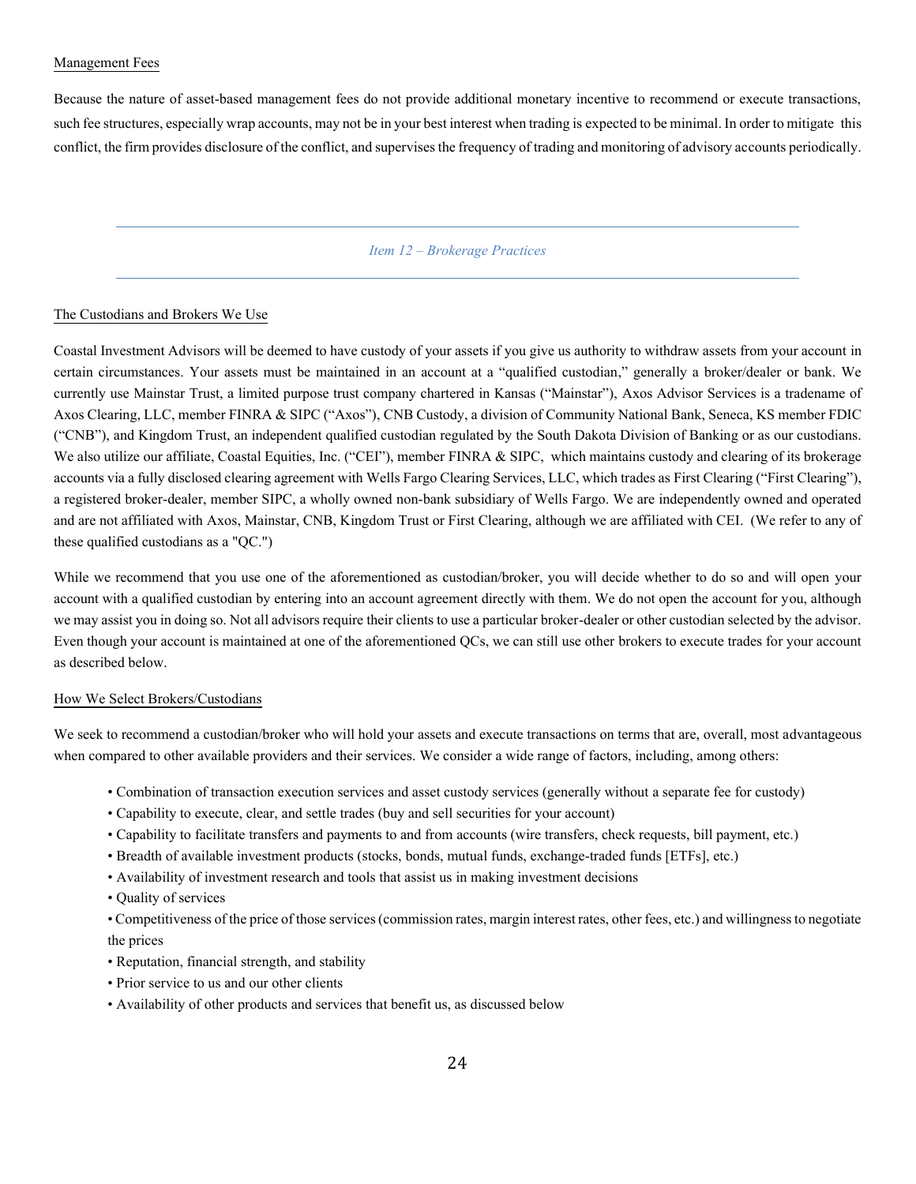Management Fees

Because the nature of asset-based management fees do not provide additional monetary incentive to recommend or execute transactions, such fee structures, especially wrap accounts, may not be in your best interest when trading is expected to be minimal. In order to mitigate this conflict, the firm provides disclosure of the conflict, and supervises the frequency of trading and monitoring of advisory accounts periodically.

## *Item 12 – Brokerage Practices*

The Custodians and Brokers We Use

Coastal Investment Advisors will be deemed to have custody of your assets if you give us authority to withdraw assets from your account in certain circumstances. Your assets must be maintained in an account at a "qualified custodian," generally a broker/dealer or bank. We currently use Mainstar Trust, a limited purpose trust company chartered in Kansas ("Mainstar"), Axos Advisor Services is a tradename of Axos Clearing, LLC, member FINRA & SIPC ("Axos"), CNB Custody, a division of Community National Bank, Seneca, KS member FDIC ("CNB"), and Kingdom Trust, an independent qualified custodian regulated by the South Dakota Division of Banking or as our custodians. We also utilize our affiliate, Coastal Equities, Inc. ("CEI"), member FINRA & SIPC, which maintains custody and clearing of its brokerage accounts via a fully disclosed clearing agreement with Wells Fargo Clearing Services, LLC, which trades as First Clearing ("First Clearing"), a registered broker-dealer, member SIPC, a wholly owned non-bank subsidiary of Wells Fargo. We are independently owned and operated and are not affiliated with Axos, Mainstar, CNB, Kingdom Trust or First Clearing, although we are affiliated with CEI. (We refer to any of these qualified custodians as a "QC.")

While we recommend that you use one of the aforementioned as custodian/broker, you will decide whether to do so and will open your account with a qualified custodian by entering into an account agreement directly with them. We do not open the account for you, although we may assist you in doing so. Not all advisors require their clients to use a particular broker-dealer or other custodian selected by the advisor. Even though your account is maintained at one of the aforementioned QCs, we can still use other brokers to execute trades for your account as described below.

How We Select Brokers/Custodians

We seek to recommend a custodian/broker who will hold your assets and execute transactions on terms that are, overall, most advantageous when compared to other available providers and their services. We consider a wide range of factors, including, among others:

- Combination of transaction execution services and asset custody services (generally without a separate fee for custody)
- Capability to execute, clear, and settle trades (buy and sell securities for your account)
- Capability to facilitate transfers and payments to and from accounts (wire transfers, check requests, bill payment, etc.)
- Breadth of available investment products (stocks, bonds, mutual funds, exchange-traded funds [ETFs], etc.)
- Availability of investment research and tools that assist us in making investment decisions
- Quality of services
- Competitiveness of the price of those services (commission rates, margin interest rates, other fees, etc.) and willingness to negotiate the prices
- Reputation, financial strength, and stability
- Prior service to us and our other clients
- Availability of other products and services that benefit us, as discussed below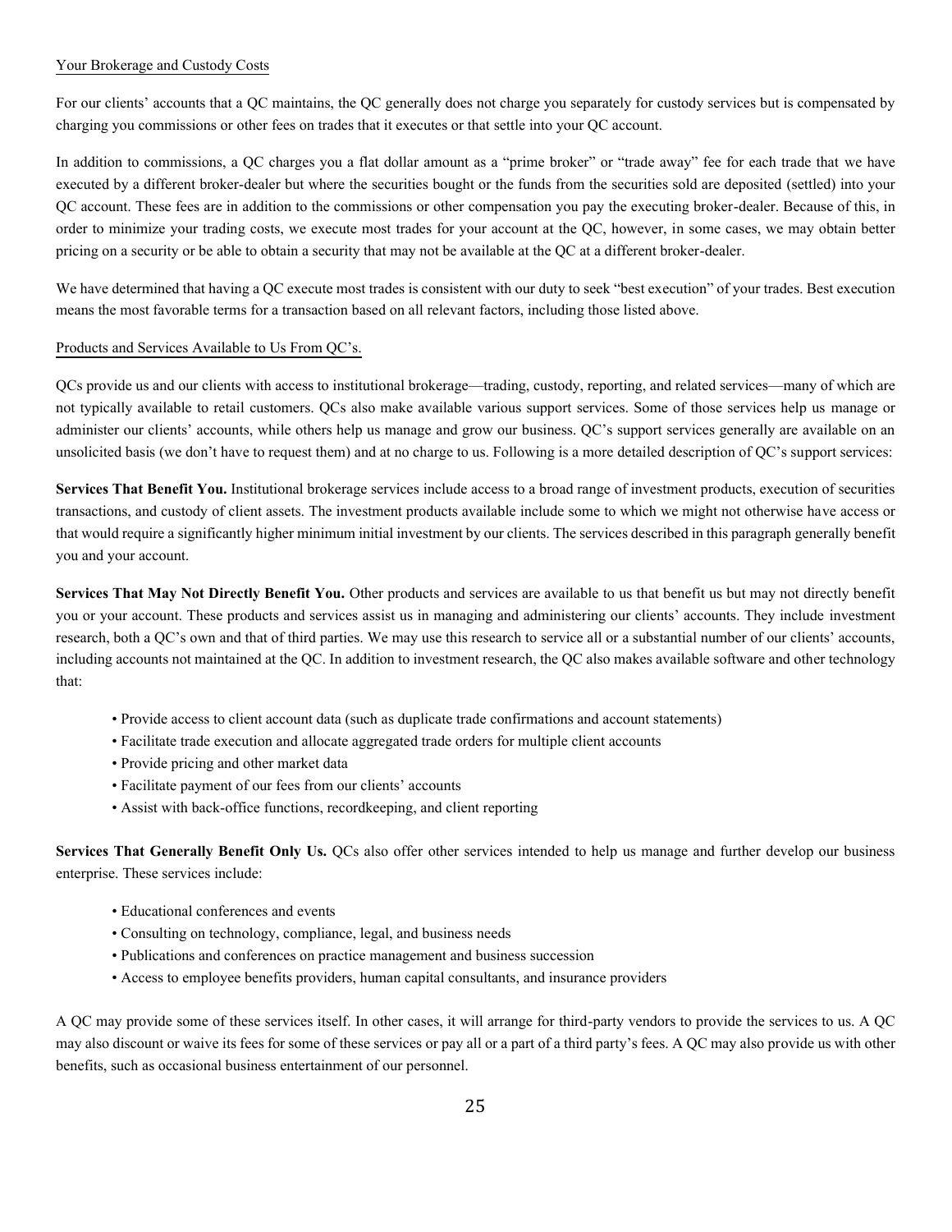Your Brokerage and Custody Costs

For our clients' accounts that a QC maintains, the QC generally does not charge you separately for custody services but is compensated by charging you commissions or other fees on trades that it executes or that settle into your QC account.

In addition to commissions, a QC charges you a flat dollar amount as a "prime broker" or "trade away" fee for each trade that we have executed by a different broker-dealer but where the securities bought or the funds from the securities sold are deposited (settled) into your QC account. These fees are in addition to the commissions or other compensation you pay the executing broker-dealer. Because of this, in order to minimize your trading costs, we execute most trades for your account at the QC, however, in some cases, we may obtain better pricing on a security or be able to obtain a security that may not be available at the QC at a different broker-dealer.

We have determined that having a QC execute most trades is consistent with our duty to seek "best execution" of your trades. Best execution means the most favorable terms for a transaction based on all relevant factors, including those listed above.

Products and Services Available to Us From QC's.

QCs provide us and our clients with access to institutional brokerage—trading, custody, reporting, and related services—many of which are not typically available to retail customers. QCs also make available various support services. Some of those services help us manage or administer our clients' accounts, while others help us manage and grow our business. QC's support services generally are available on an unsolicited basis (we don't have to request them) and at no charge to us. Following is a more detailed description of QC's support services:

**Services That Benefit You.** Institutional brokerage services include access to a broad range of investment products, execution of securities transactions, and custody of client assets. The investment products available include some to which we might not otherwise have access or that would require a significantly higher minimum initial investment by our clients. The services described in this paragraph generally benefit you and your account.

**Services That May Not Directly Benefit You.** Other products and services are available to us that benefit us but may not directly benefit you or your account. These products and services assist us in managing and administering our clients' accounts. They include investment research, both a QC's own and that of third parties. We may use this research to service all or a substantial number of our clients' accounts, including accounts not maintained at the QC. In addition to investment research, the QC also makes available software and other technology that:

- Provide access to client account data (such as duplicate trade confirmations and account statements)
- Facilitate trade execution and allocate aggregated trade orders for multiple client accounts
- Provide pricing and other market data
- Facilitate payment of our fees from our clients' accounts
- Assist with back-office functions, recordkeeping, and client reporting

**Services That Generally Benefit Only Us.** QCs also offer other services intended to help us manage and further develop our business enterprise. These services include:

- Educational conferences and events
- Consulting on technology, compliance, legal, and business needs
- Publications and conferences on practice management and business succession
- Access to employee benefits providers, human capital consultants, and insurance providers

A QC may provide some of these services itself. In other cases, it will arrange for third-party vendors to provide the services to us. A QC may also discount or waive its fees for some of these services or pay all or a part of a third party's fees. A QC may also provide us with other benefits, such as occasional business entertainment of our personnel.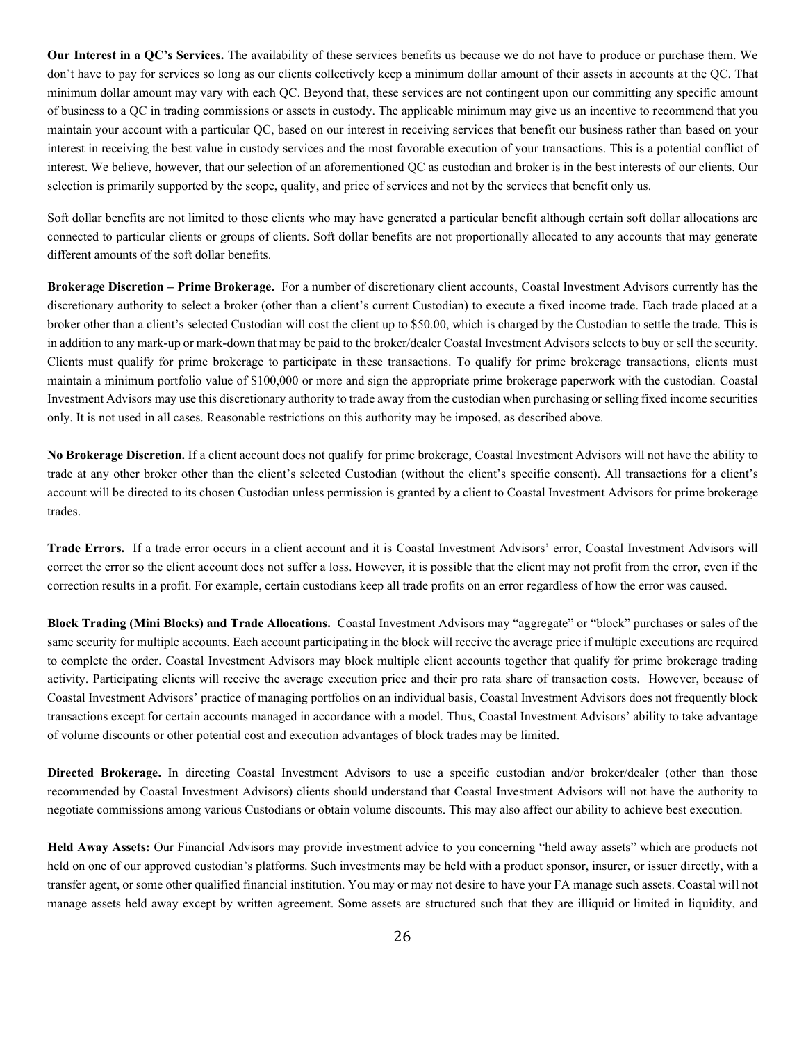**Our Interest in a QC's Services.** The availability of these services benefits us because we do not have to produce or purchase them. We don't have to pay for services so long as our clients collectively keep a minimum dollar amount of their assets in accounts at the QC. That minimum dollar amount may vary with each QC. Beyond that, these services are not contingent upon our committing any specific amount of business to a QC in trading commissions or assets in custody. The applicable minimum may give us an incentive to recommend that you maintain your account with a particular QC, based on our interest in receiving services that benefit our business rather than based on your interest in receiving the best value in custody services and the most favorable execution of your transactions. This is a potential conflict of interest. We believe, however, that our selection of an aforementioned QC as custodian and broker is in the best interests of our clients. Our selection is primarily supported by the scope, quality, and price of services and not by the services that benefit only us.

Soft dollar benefits are not limited to those clients who may have generated a particular benefit although certain soft dollar allocations are connected to particular clients or groups of clients. Soft dollar benefits are not proportionally allocated to any accounts that may generate different amounts of the soft dollar benefits.

**Brokerage Discretion – Prime Brokerage.** For a number of discretionary client accounts, Coastal Investment Advisors currently has the discretionary authority to select a broker (other than a client's current Custodian) to execute a fixed income trade. Each trade placed at a broker other than a client's selected Custodian will cost the client up to $50.00, which is charged by the Custodian to settle the trade. This is in addition to any mark-up or mark-down that may be paid to the broker/dealer Coastal Investment Advisors selects to buy or sell the security. Clients must qualify for prime brokerage to participate in these transactions. To qualify for prime brokerage transactions, clients must maintain a minimum portfolio value of $100,000 or more and sign the appropriate prime brokerage paperwork with the custodian. Coastal Investment Advisors may use this discretionary authority to trade away from the custodian when purchasing or selling fixed income securities only. It is not used in all cases. Reasonable restrictions on this authority may be imposed, as described above.

**No Brokerage Discretion.** If a client account does not qualify for prime brokerage, Coastal Investment Advisors will not have the ability to trade at any other broker other than the client's selected Custodian (without the client's specific consent). All transactions for a client's account will be directed to its chosen Custodian unless permission is granted by a client to Coastal Investment Advisors for prime brokerage trades.

**Trade Errors.** If a trade error occurs in a client account and it is Coastal Investment Advisors' error, Coastal Investment Advisors will correct the error so the client account does not suffer a loss. However, it is possible that the client may not profit from the error, even if the correction results in a profit. For example, certain custodians keep all trade profits on an error regardless of how the error was caused.

**Block Trading (Mini Blocks) and Trade Allocations.** Coastal Investment Advisors may "aggregate" or "block" purchases or sales of the same security for multiple accounts. Each account participating in the block will receive the average price if multiple executions are required to complete the order. Coastal Investment Advisors may block multiple client accounts together that qualify for prime brokerage trading activity. Participating clients will receive the average execution price and their pro rata share of transaction costs. However, because of Coastal Investment Advisors' practice of managing portfolios on an individual basis, Coastal Investment Advisors does not frequently block transactions except for certain accounts managed in accordance with a model. Thus, Coastal Investment Advisors' ability to take advantage of volume discounts or other potential cost and execution advantages of block trades may be limited.

**Directed Brokerage.** In directing Coastal Investment Advisors to use a specific custodian and/or broker/dealer (other than those recommended by Coastal Investment Advisors) clients should understand that Coastal Investment Advisors will not have the authority to negotiate commissions among various Custodians or obtain volume discounts. This may also affect our ability to achieve best execution.

**Held Away Assets:** Our Financial Advisors may provide investment advice to you concerning "held away assets" which are products not held on one of our approved custodian's platforms. Such investments may be held with a product sponsor, insurer, or issuer directly, with a transfer agent, or some other qualified financial institution. You may or may not desire to have your FA manage such assets. Coastal will not manage assets held away except by written agreement. Some assets are structured such that they are illiquid or limited in liquidity, and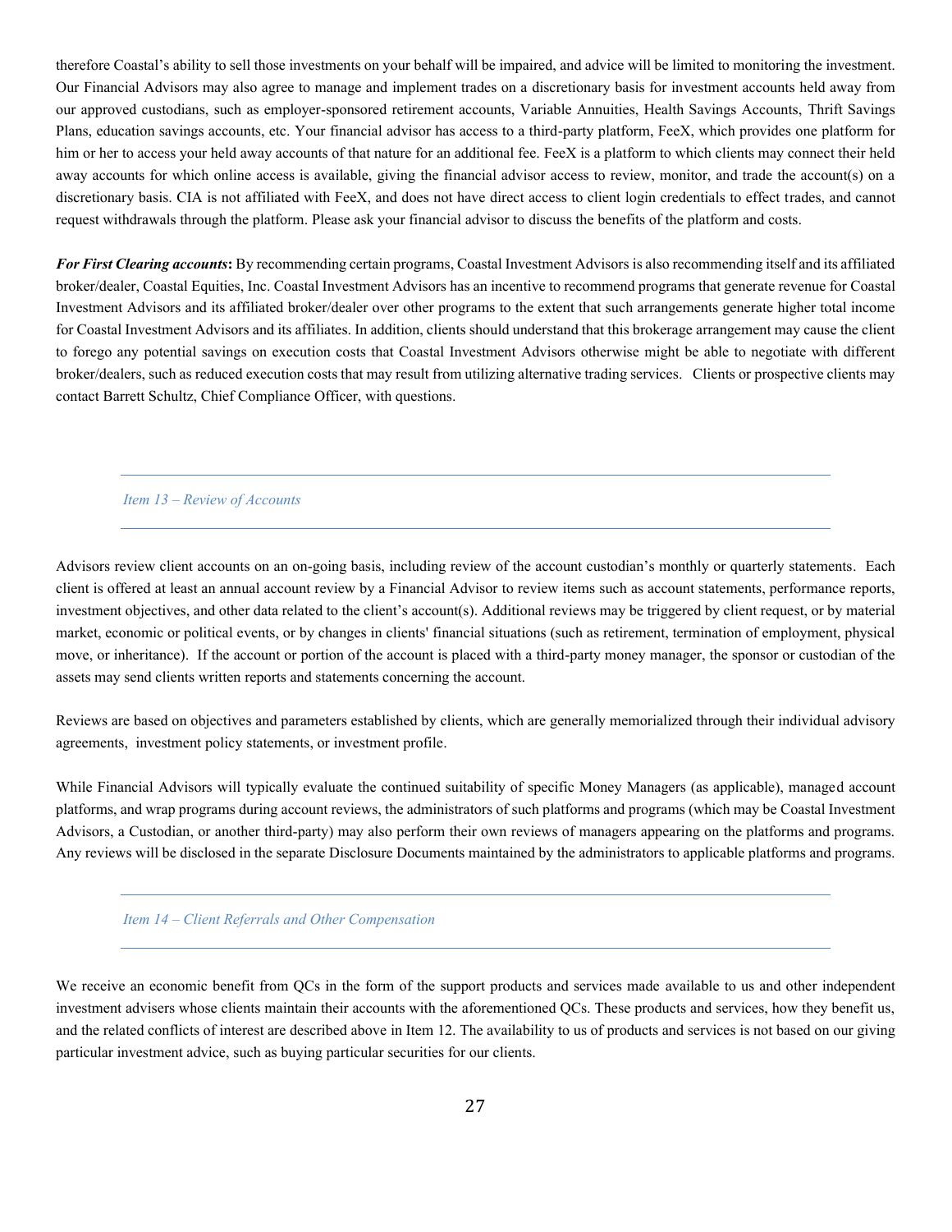therefore Coastal's ability to sell those investments on your behalf will be impaired, and advice will be limited to monitoring the investment. Our Financial Advisors may also agree to manage and implement trades on a discretionary basis for investment accounts held away from our approved custodians, such as employer-sponsored retirement accounts, Variable Annuities, Health Savings Accounts, Thrift Savings Plans, education savings accounts, etc. Your financial advisor has access to a third-party platform, FeeX, which provides one platform for him or her to access your held away accounts of that nature for an additional fee. FeeX is a platform to which clients may connect their held away accounts for which online access is available, giving the financial advisor access to review, monitor, and trade the account(s) on a discretionary basis. CIA is not affiliated with FeeX, and does not have direct access to client login credentials to effect trades, and cannot request withdrawals through the platform. Please ask your financial advisor to discuss the benefits of the platform and costs.

***For First Clearing accounts*:** By recommending certain programs, Coastal Investment Advisors is also recommending itself and its affiliated broker/dealer, Coastal Equities, Inc. Coastal Investment Advisors has an incentive to recommend programs that generate revenue for Coastal Investment Advisors and its affiliated broker/dealer over other programs to the extent that such arrangements generate higher total income for Coastal Investment Advisors and its affiliates. In addition, clients should understand that this brokerage arrangement may cause the client to forego any potential savings on execution costs that Coastal Investment Advisors otherwise might be able to negotiate with different broker/dealers, such as reduced execution costs that may result from utilizing alternative trading services. Clients or prospective clients may contact Barrett Schultz, Chief Compliance Officer, with questions.

## *Item 13 – Review of Accounts*

Advisors review client accounts on an on-going basis, including review of the account custodian's monthly or quarterly statements. Each client is offered at least an annual account review by a Financial Advisor to review items such as account statements, performance reports, investment objectives, and other data related to the client's account(s). Additional reviews may be triggered by client request, or by material market, economic or political events, or by changes in clients' financial situations (such as retirement, termination of employment, physical move, or inheritance). If the account or portion of the account is placed with a third-party money manager, the sponsor or custodian of the assets may send clients written reports and statements concerning the account.

Reviews are based on objectives and parameters established by clients, which are generally memorialized through their individual advisory agreements, investment policy statements, or investment profile.

While Financial Advisors will typically evaluate the continued suitability of specific Money Managers (as applicable), managed account platforms, and wrap programs during account reviews, the administrators of such platforms and programs (which may be Coastal Investment Advisors, a Custodian, or another third-party) may also perform their own reviews of managers appearing on the platforms and programs. Any reviews will be disclosed in the separate Disclosure Documents maintained by the administrators to applicable platforms and programs.

## *Item 14 – Client Referrals and Other Compensation*

We receive an economic benefit from QCs in the form of the support products and services made available to us and other independent investment advisers whose clients maintain their accounts with the aforementioned QCs. These products and services, how they benefit us, and the related conflicts of interest are described above in Item 12. The availability to us of products and services is not based on our giving particular investment advice, such as buying particular securities for our clients.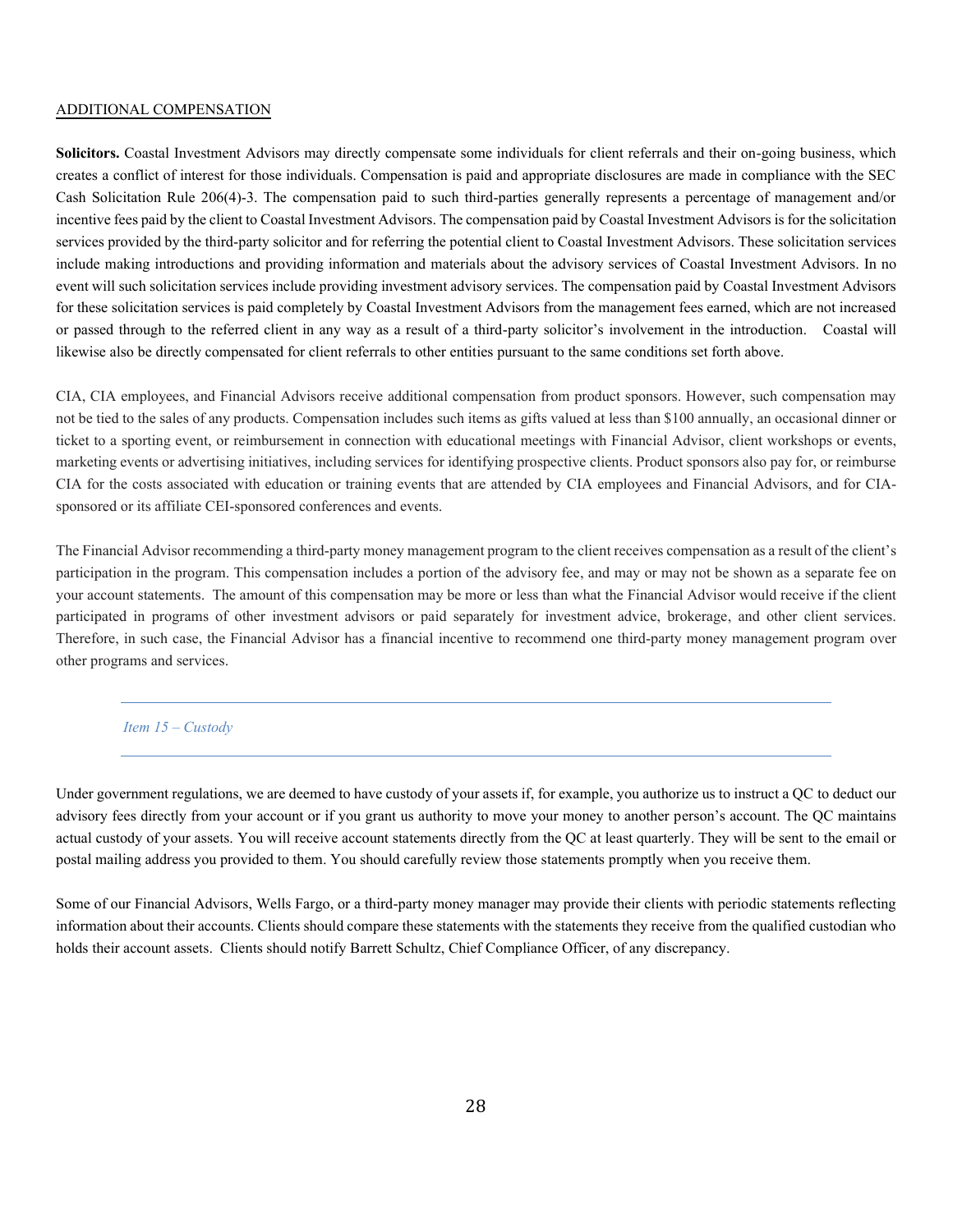ADDITIONAL COMPENSATION

**Solicitors.** Coastal Investment Advisors may directly compensate some individuals for client referrals and their on-going business, which creates a conflict of interest for those individuals. Compensation is paid and appropriate disclosures are made in compliance with the SEC Cash Solicitation Rule 206(4)-3. The compensation paid to such third-parties generally represents a percentage of management and/or incentive fees paid by the client to Coastal Investment Advisors. The compensation paid by Coastal Investment Advisors is for the solicitation services provided by the third-party solicitor and for referring the potential client to Coastal Investment Advisors. These solicitation services include making introductions and providing information and materials about the advisory services of Coastal Investment Advisors. In no event will such solicitation services include providing investment advisory services. The compensation paid by Coastal Investment Advisors for these solicitation services is paid completely by Coastal Investment Advisors from the management fees earned, which are not increased or passed through to the referred client in any way as a result of a third-party solicitor's involvement in the introduction. Coastal will likewise also be directly compensated for client referrals to other entities pursuant to the same conditions set forth above.

CIA, CIA employees, and Financial Advisors receive additional compensation from product sponsors. However, such compensation may not be tied to the sales of any products. Compensation includes such items as gifts valued at less than $100 annually, an occasional dinner or ticket to a sporting event, or reimbursement in connection with educational meetings with Financial Advisor, client workshops or events, marketing events or advertising initiatives, including services for identifying prospective clients. Product sponsors also pay for, or reimburse CIA for the costs associated with education or training events that are attended by CIA employees and Financial Advisors, and for CIA-sponsored or its affiliate CEI-sponsored conferences and events.

The Financial Advisor recommending a third-party money management program to the client receives compensation as a result of the client's participation in the program. This compensation includes a portion of the advisory fee, and may or may not be shown as a separate fee on your account statements. The amount of this compensation may be more or less than what the Financial Advisor would receive if the client participated in programs of other investment advisors or paid separately for investment advice, brokerage, and other client services. Therefore, in such case, the Financial Advisor has a financial incentive to recommend one third-party money management program over other programs and services.

## *Item 15 – Custody*

Under government regulations, we are deemed to have custody of your assets if, for example, you authorize us to instruct a QC to deduct our advisory fees directly from your account or if you grant us authority to move your money to another person's account. The QC maintains actual custody of your assets. You will receive account statements directly from the QC at least quarterly. They will be sent to the email or postal mailing address you provided to them. You should carefully review those statements promptly when you receive them.

Some of our Financial Advisors, Wells Fargo, or a third-party money manager may provide their clients with periodic statements reflecting information about their accounts. Clients should compare these statements with the statements they receive from the qualified custodian who holds their account assets. Clients should notify Barrett Schultz, Chief Compliance Officer, of any discrepancy.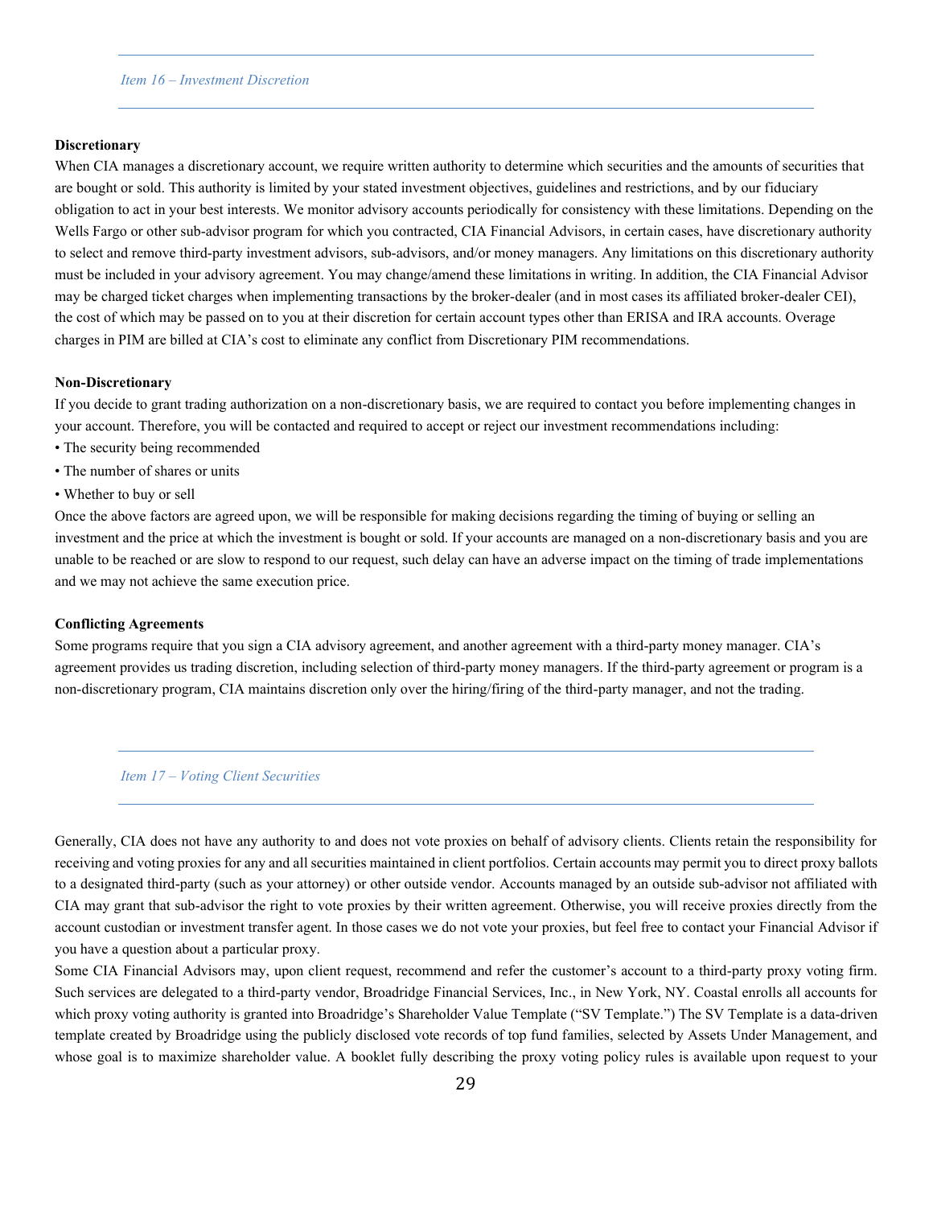## *Item 16 – Investment Discretion*

**Discretionary**

When CIA manages a discretionary account, we require written authority to determine which securities and the amounts of securities that are bought or sold. This authority is limited by your stated investment objectives, guidelines and restrictions, and by our fiduciary obligation to act in your best interests. We monitor advisory accounts periodically for consistency with these limitations. Depending on the Wells Fargo or other sub-advisor program for which you contracted, CIA Financial Advisors, in certain cases, have discretionary authority to select and remove third-party investment advisors, sub-advisors, and/or money managers. Any limitations on this discretionary authority must be included in your advisory agreement. You may change/amend these limitations in writing. In addition, the CIA Financial Advisor may be charged ticket charges when implementing transactions by the broker-dealer (and in most cases its affiliated broker-dealer CEI), the cost of which may be passed on to you at their discretion for certain account types other than ERISA and IRA accounts. Overage charges in PIM are billed at CIA's cost to eliminate any conflict from Discretionary PIM recommendations.

**Non-Discretionary**

If you decide to grant trading authorization on a non-discretionary basis, we are required to contact you before implementing changes in your account. Therefore, you will be contacted and required to accept or reject our investment recommendations including:

- The security being recommended
- The number of shares or units
- Whether to buy or sell

Once the above factors are agreed upon, we will be responsible for making decisions regarding the timing of buying or selling an investment and the price at which the investment is bought or sold. If your accounts are managed on a non-discretionary basis and you are unable to be reached or are slow to respond to our request, such delay can have an adverse impact on the timing of trade implementations and we may not achieve the same execution price.

**Conflicting Agreements**

Some programs require that you sign a CIA advisory agreement, and another agreement with a third-party money manager. CIA's agreement provides us trading discretion, including selection of third-party money managers. If the third-party agreement or program is a non-discretionary program, CIA maintains discretion only over the hiring/firing of the third-party manager, and not the trading.

## *Item 17 – Voting Client Securities*

Generally, CIA does not have any authority to and does not vote proxies on behalf of advisory clients. Clients retain the responsibility for receiving and voting proxies for any and all securities maintained in client portfolios. Certain accounts may permit you to direct proxy ballots to a designated third-party (such as your attorney) or other outside vendor. Accounts managed by an outside sub-advisor not affiliated with CIA may grant that sub-advisor the right to vote proxies by their written agreement. Otherwise, you will receive proxies directly from the account custodian or investment transfer agent. In those cases we do not vote your proxies, but feel free to contact your Financial Advisor if you have a question about a particular proxy.

Some CIA Financial Advisors may, upon client request, recommend and refer the customer's account to a third-party proxy voting firm. Such services are delegated to a third-party vendor, Broadridge Financial Services, Inc., in New York, NY. Coastal enrolls all accounts for which proxy voting authority is granted into Broadridge's Shareholder Value Template ("SV Template.") The SV Template is a data-driven template created by Broadridge using the publicly disclosed vote records of top fund families, selected by Assets Under Management, and whose goal is to maximize shareholder value. A booklet fully describing the proxy voting policy rules is available upon request to your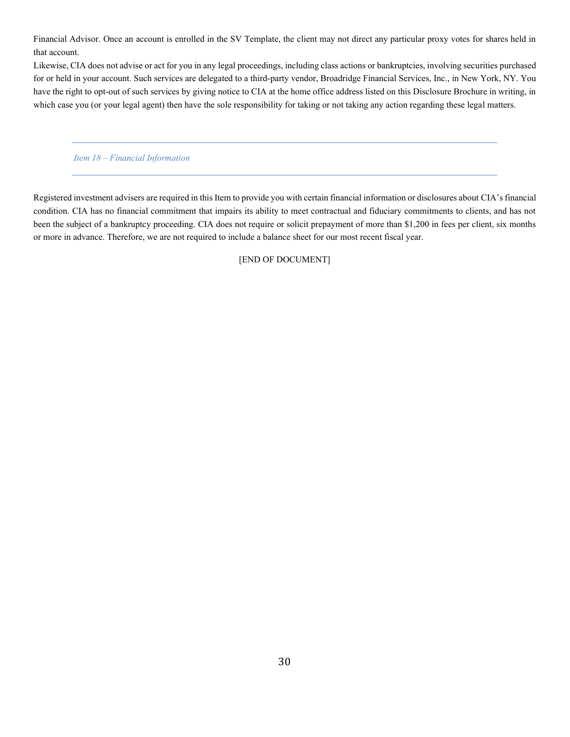Financial Advisor. Once an account is enrolled in the SV Template, the client may not direct any particular proxy votes for shares held in that account.

Likewise, CIA does not advise or act for you in any legal proceedings, including class actions or bankruptcies, involving securities purchased for or held in your account. Such services are delegated to a third-party vendor, Broadridge Financial Services, Inc., in New York, NY. You have the right to opt-out of such services by giving notice to CIA at the home office address listed on this Disclosure Brochure in writing, in which case you (or your legal agent) then have the sole responsibility for taking or not taking any action regarding these legal matters.

## *Item 18 – Financial Information*

Registered investment advisers are required in this Item to provide you with certain financial information or disclosures about CIA's financial condition. CIA has no financial commitment that impairs its ability to meet contractual and fiduciary commitments to clients, and has not been the subject of a bankruptcy proceeding. CIA does not require or solicit prepayment of more than $1,200 in fees per client, six months or more in advance. Therefore, we are not required to include a balance sheet for our most recent fiscal year.

[END OF DOCUMENT]